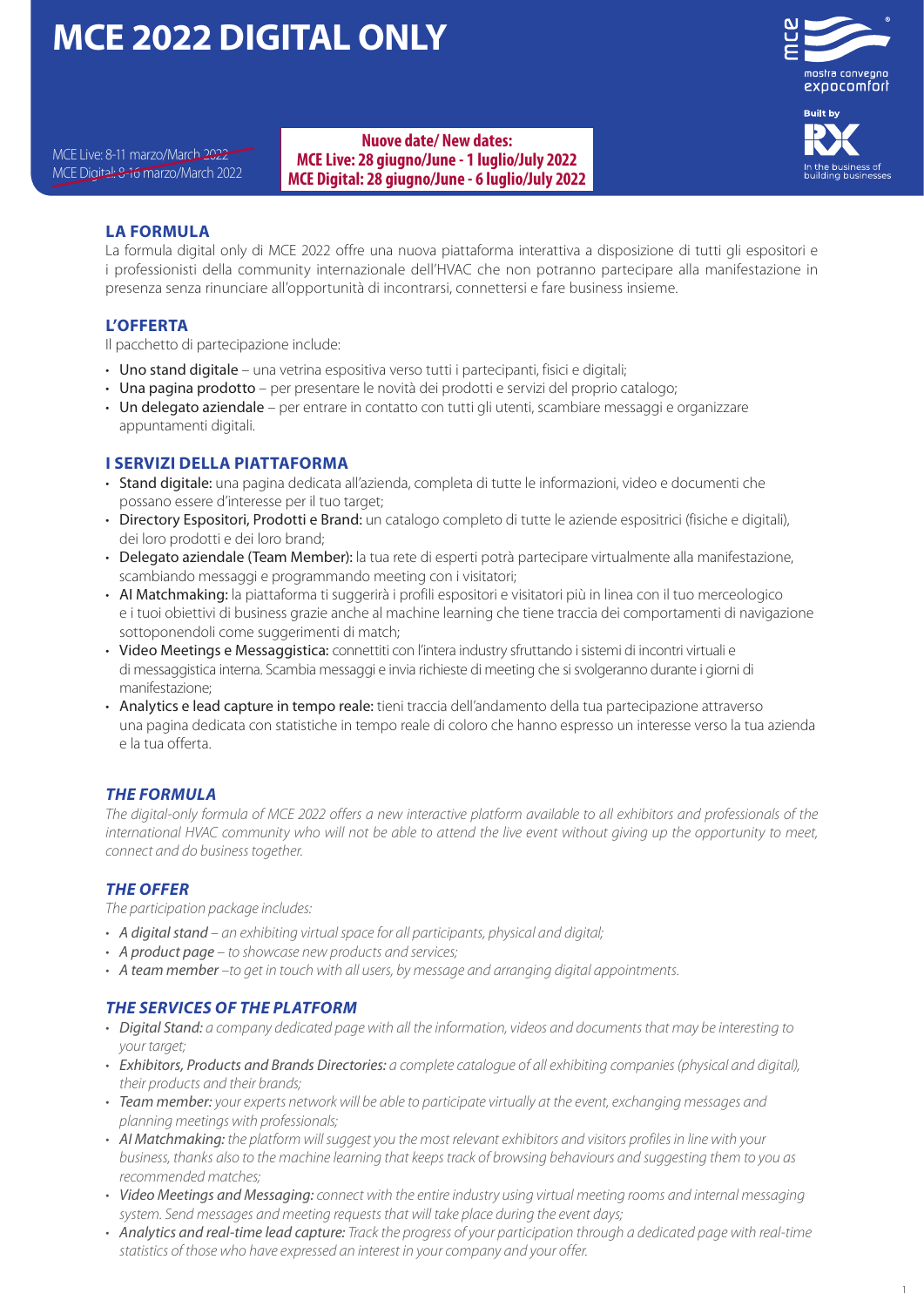# MCE 2022 DIGITAL ONLY

~~MCE Live: 8-11 marzo/March 2022~~
~~MCE Digital: 8-16 marzo/March 2022~~

**Nuove date/ New dates:**
**MCE Live: 28 giugno/June - 1 luglio/July 2022**
**MCE Digital: 28 giugno/June - 6 luglio/July 2022**

mostra convegno expocomfort

Built by RX — In the business of building businesses

## LA FORMULA

La formula digital only di MCE 2022 offre una nuova piattaforma interattiva a disposizione di tutti gli espositori e i professionisti della community internazionale dell'HVAC che non potranno partecipare alla manifestazione in presenza senza rinunciare all'opportunità di incontrarsi, connettersi e fare business insieme.

## L'OFFERTA

Il pacchetto di partecipazione include:

- Uno stand digitale – una vetrina espositiva verso tutti i partecipanti, fisici e digitali;
- Una pagina prodotto – per presentare le novità dei prodotti e servizi del proprio catalogo;
- Un delegato aziendale – per entrare in contatto con tutti gli utenti, scambiare messaggi e organizzare appuntamenti digitali.

## I SERVIZI DELLA PIATTAFORMA

- Stand digitale: una pagina dedicata all'azienda, completa di tutte le informazioni, video e documenti che possano essere d'interesse per il tuo target;
- Directory Espositori, Prodotti e Brand: un catalogo completo di tutte le aziende espositrici (fisiche e digitali), dei loro prodotti e dei loro brand;
- Delegato aziendale (Team Member): la tua rete di esperti potrà partecipare virtualmente alla manifestazione, scambiando messaggi e programmando meeting con i visitatori;
- AI Matchmaking: la piattaforma ti suggerirà i profili espositori e visitatori più in linea con il tuo merceologico e i tuoi obiettivi di business grazie anche al machine learning che tiene traccia dei comportamenti di navigazione sottoponendoli come suggerimenti di match;
- Video Meetings e Messaggistica: connettiti con l'intera industry sfruttando i sistemi di incontri virtuali e di messaggistica interna. Scambia messaggi e invia richieste di meeting che si svolgeranno durante i giorni di manifestazione;
- Analytics e lead capture in tempo reale: tieni traccia dell'andamento della tua partecipazione attraverso una pagina dedicata con statistiche in tempo reale di coloro che hanno espresso un interesse verso la tua azienda e la tua offerta.

## *THE FORMULA*

*The digital-only formula of MCE 2022 offers a new interactive platform available to all exhibitors and professionals of the international HVAC community who will not be able to attend the live event without giving up the opportunity to meet, connect and do business together.*

## *THE OFFER*

*The participation package includes:*

- *A digital stand – an exhibiting virtual space for all participants, physical and digital;*
- *A product page – to showcase new products and services;*
- *A team member –to get in touch with all users, by message and arranging digital appointments.*

## *THE SERVICES OF THE PLATFORM*

- *Digital Stand: a company dedicated page with all the information, videos and documents that may be interesting to your target;*
- *Exhibitors, Products and Brands Directories: a complete catalogue of all exhibiting companies (physical and digital), their products and their brands;*
- *Team member: your experts network will be able to participate virtually at the event, exchanging messages and planning meetings with professionals;*
- *AI Matchmaking: the platform will suggest you the most relevant exhibitors and visitors profiles in line with your business, thanks also to the machine learning that keeps track of browsing behaviours and suggesting them to you as recommended matches;*
- *Video Meetings and Messaging: connect with the entire industry using virtual meeting rooms and internal messaging system. Send messages and meeting requests that will take place during the event days;*
- *Analytics and real-time lead capture: Track the progress of your participation through a dedicated page with real-time statistics of those who have expressed an interest in your company and your offer.*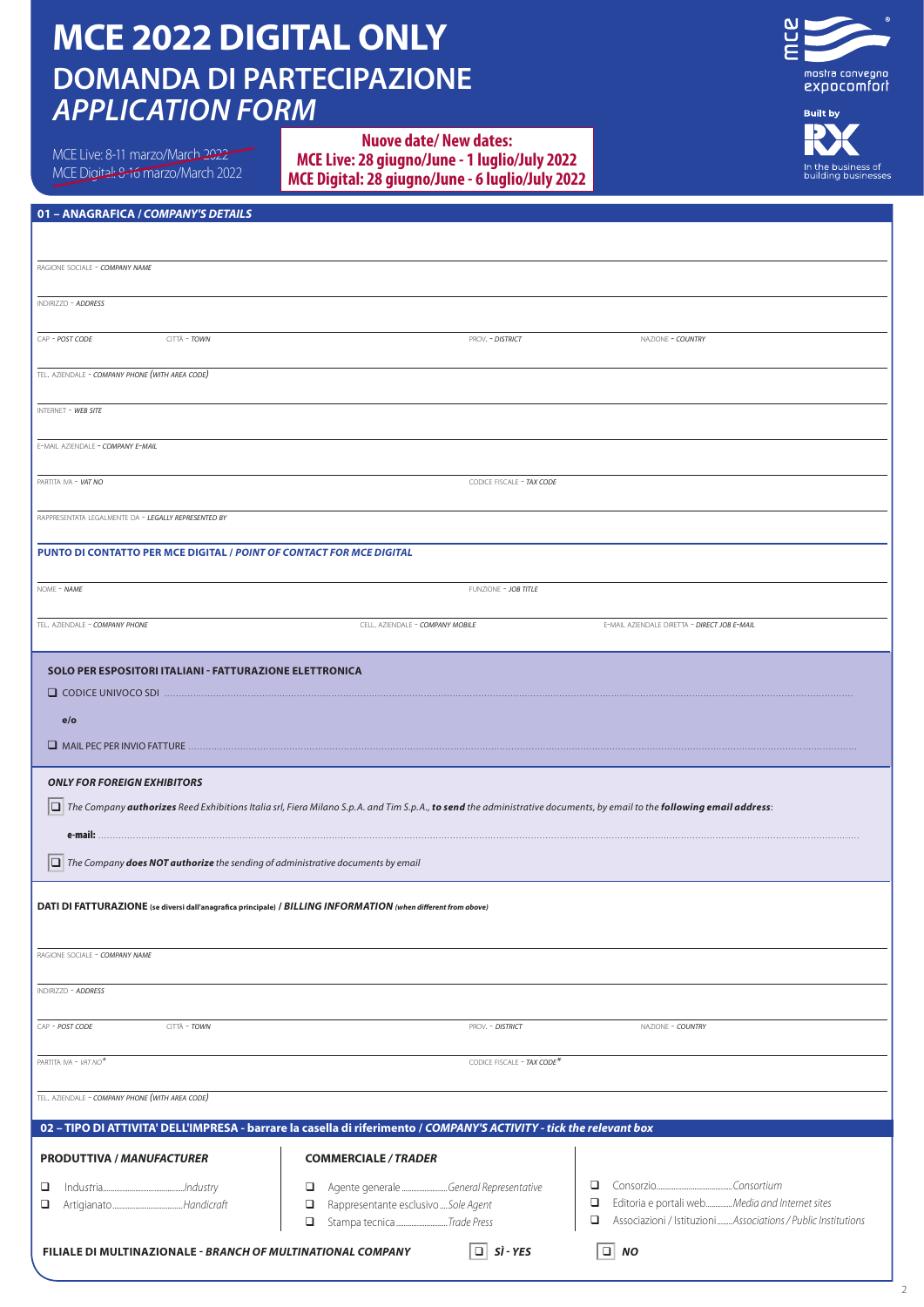# MCE 2022 DIGITAL ONLY
## DOMANDA DI PARTECIPAZIONE
## *APPLICATION FORM*

~~MCE Live: 8-11 marzo/March 2022~~
~~MCE Digital: 8-16 marzo/March 2022~~

**Nuove date/ New dates:**
**MCE Live: 28 giugno/June - 1 luglio/July 2022**
**MCE Digital: 28 giugno/June - 6 luglio/July 2022**

mostra convegno expocomfort

Built by RX — In the business of building businesses

### 01 – ANAGRAFICA / *COMPANY'S DETAILS*

RAGIONE SOCIALE - *COMPANY NAME*

INDIRIZZO - *ADDRESS*

CAP - *POST CODE* | CITTÀ - *TOWN* | PROV. - *DISTRICT* | NAZIONE - *COUNTRY*

TEL. AZIENDALE - *COMPANY PHONE (WITH AREA CODE)*

INTERNET - *WEB SITE*

E-MAIL AZIENDALE - *COMPANY E-MAIL*

PARTITA IVA - *VAT NO* | CODICE FISCALE - *TAX CODE*

RAPPRESENTATA LEGALMENTE DA - *LEGALLY REPRESENTED BY*

**PUNTO DI CONTATTO PER MCE DIGITAL / *POINT OF CONTACT FOR MCE DIGITAL***

NOME - *NAME* | FUNZIONE - *JOB TITLE*

TEL. AZIENDALE - *COMPANY PHONE* | CELL. AZIENDALE - *COMPANY MOBILE* | E-MAIL AZIENDALE DIRETTA - *DIRECT JOB E-MAIL*

**SOLO PER ESPOSITORI ITALIANI - FATTURAZIONE ELETTRONICA**

❑ CODICE UNIVOCO SDI ..............................................................................

**e/o**

❑ MAIL PEC PER INVIO FATTURE ..............................................................................

***ONLY FOR FOREIGN EXHIBITORS***

❑ *The Company **authorizes** Reed Exhibitions Italia srl, Fiera Milano S.p.A. and Tim S.p.A., **to send** the administrative documents, by email to the **following email address**:*

**e-mail:** ..............................................................................

❑ *The Company **does NOT authorize** the sending of administrative documents by email*

**DATI DI FATTURAZIONE** (se diversi dall'anagrafica principale) / ***BILLING INFORMATION*** *(when different from above)*

RAGIONE SOCIALE - *COMPANY NAME*

INDIRIZZO - *ADDRESS*

CAP - *POST CODE* | CITTÀ - *TOWN* | PROV. - *DISTRICT* | NAZIONE - *COUNTRY*

PARTITA IVA - *VAT NO** | CODICE FISCALE - *TAX CODE**

TEL. AZIENDALE - *COMPANY PHONE (WITH AREA CODE)*

### 02 – TIPO DI ATTIVITA' DELL'IMPRESA - barrare la casella di riferimento / *COMPANY'S ACTIVITY - tick the relevant box*

| PRODUTTIVA / *MANUFACTURER* | COMMERCIALE / *TRADER* | |
|---|---|---|
| ❑ Industria........*Industry* | ❑ Agente generale........*General Representative* | ❑ Consorzio........*Consortium* |
| ❑ Artigianato........*Handicraft* | ❑ Rappresentante esclusivo....*Sole Agent* | ❑ Editoria e portali web........*Media and Internet sites* |
| | ❑ Stampa tecnica........*Trade Press* | ❑ Associazioni / Istituzioni........*Associations / Public Institutions* |

**FILIALE DI MULTINAZIONALE** - ***BRANCH OF MULTINATIONAL COMPANY*** ❑ ***SÌ - YES*** ❑ ***NO***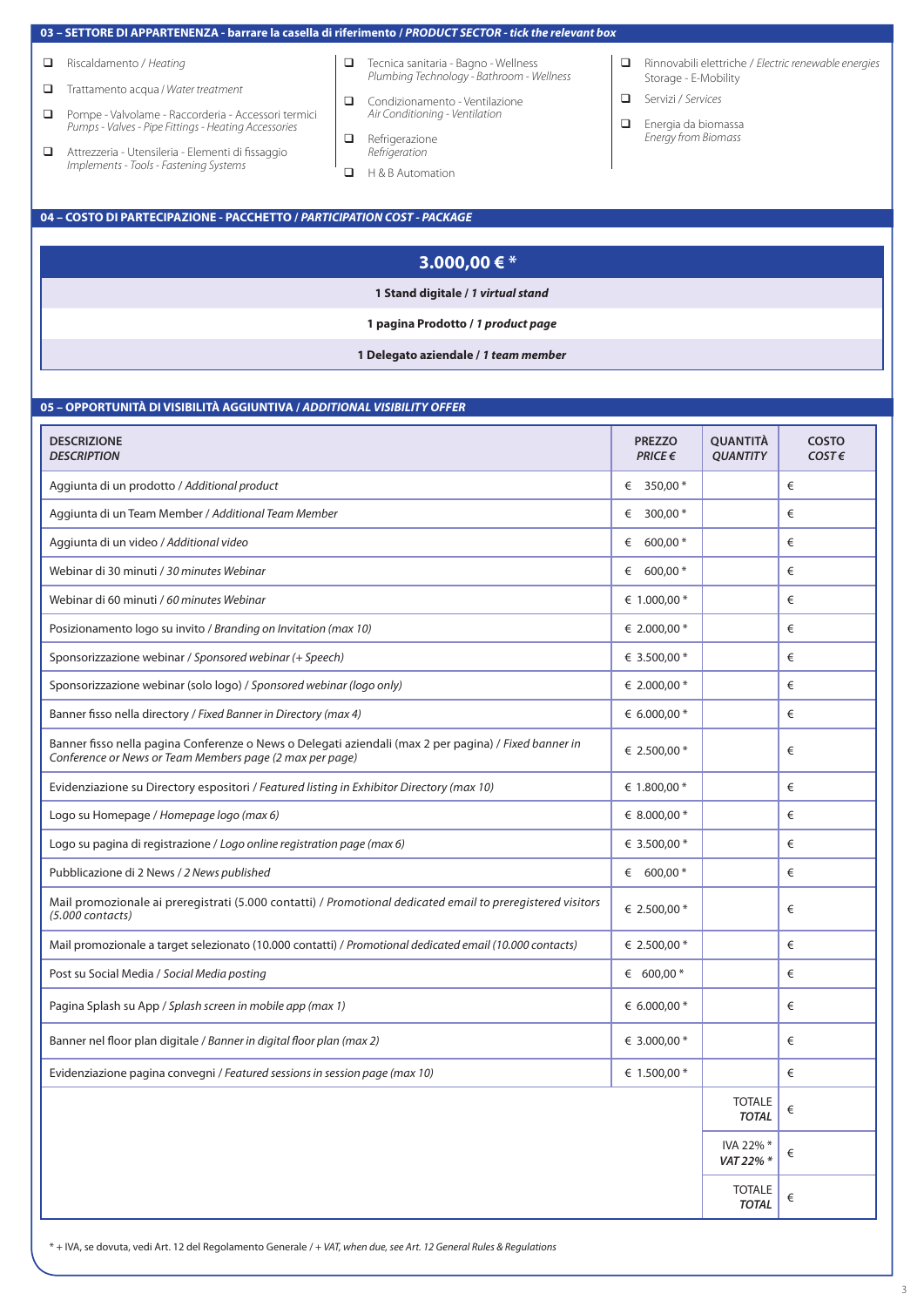## 03 – SETTORE DI APPARTENENZA - barrare la casella di riferimento / *PRODUCT SECTOR - tick the relevant box*

- ❑ Riscaldamento / *Heating*
- ❑ Trattamento acqua / *Water treatment*
- ❑ Pompe - Valvolame - Raccorderia - Accessori termici *Pumps - Valves - Pipe Fittings - Heating Accessories*
- ❑ Attrezzeria - Utensileria - Elementi di fissaggio *Implements - Tools - Fastening Systems*
- ❑ Tecnica sanitaria - Bagno - Wellness *Plumbing Technology - Bathroom - Wellness*
- ❑ Condizionamento - Ventilazione *Air Conditioning - Ventilation*
- ❑ Refrigerazione *Refrigeration*
- ❑ H & B Automation
- ❑ Rinnovabili elettriche / *Electric renewable energies* Storage - E-Mobility
- ❑ Servizi / *Services*
- ❑ Energia da biomassa *Energy from Biomass*

## 04 – COSTO DI PARTECIPAZIONE - PACCHETTO / *PARTICIPATION COST - PACKAGE*

**3.000,00 € ***

**1 Stand digitale / *1 virtual stand***

**1 pagina Prodotto / *1 product page***

**1 Delegato aziendale / *1 team member***

## 05 – OPPORTUNITÀ DI VISIBILITÀ AGGIUNTIVA / *ADDITIONAL VISIBILITY OFFER*

| DESCRIZIONE *DESCRIPTION* | PREZZO *PRICE €* | QUANTITÀ *QUANTITY* | COSTO *COST €* |
|---|---|---|---|
| Aggiunta di un prodotto / *Additional product* | € 350,00 * | | € |
| Aggiunta di un Team Member / *Additional Team Member* | € 300,00 * | | € |
| Aggiunta di un video / *Additional video* | € 600,00 * | | € |
| Webinar di 30 minuti / *30 minutes Webinar* | € 600,00 * | | € |
| Webinar di 60 minuti / *60 minutes Webinar* | € 1.000,00 * | | € |
| Posizionamento logo su invito / *Branding on Invitation (max 10)* | € 2.000,00 * | | € |
| Sponsorizzazione webinar / *Sponsored webinar (+ Speech)* | € 3.500,00 * | | € |
| Sponsorizzazione webinar (solo logo) / *Sponsored webinar (logo only)* | € 2.000,00 * | | € |
| Banner fisso nella directory / *Fixed Banner in Directory (max 4)* | € 6.000,00 * | | € |
| Banner fisso nella pagina Conferenze o News o Delegati aziendali (max 2 per pagina) / *Fixed banner in Conference or News or Team Members page (2 max per page)* | € 2.500,00 * | | € |
| Evidenziazione su Directory espositori / *Featured listing in Exhibitor Directory (max 10)* | € 1.800,00 * | | € |
| Logo su Homepage / *Homepage logo (max 6)* | € 8.000,00 * | | € |
| Logo su pagina di registrazione / *Logo online registration page (max 6)* | € 3.500,00 * | | € |
| Pubblicazione di 2 News / *2 News published* | € 600,00 * | | € |
| Mail promozionale ai preregistrati (5.000 contatti) / *Promotional dedicated email to preregistered visitors (5.000 contacts)* | € 2.500,00 * | | € |
| Mail promozionale a target selezionato (10.000 contatti) / *Promotional dedicated email (10.000 contacts)* | € 2.500,00 * | | € |
| Post su Social Media / *Social Media posting* | € 600,00 * | | € |
| Pagina Splash su App / *Splash screen in mobile app (max 1)* | € 6.000,00 * | | € |
| Banner nel floor plan digitale / *Banner in digital floor plan (max 2)* | € 3.000,00 * | | € |
| Evidenziazione pagina convegni / *Featured sessions in session page (max 10)* | € 1.500,00 * | | € |
| | | TOTALE ***TOTAL*** | € |
| | | IVA 22% * ***VAT 22% **** | € |
| | | TOTALE ***TOTAL*** | € |

* + IVA, se dovuta, vedi Art. 12 del Regolamento Generale / *+ VAT, when due, see Art. 12 General Rules & Regulations*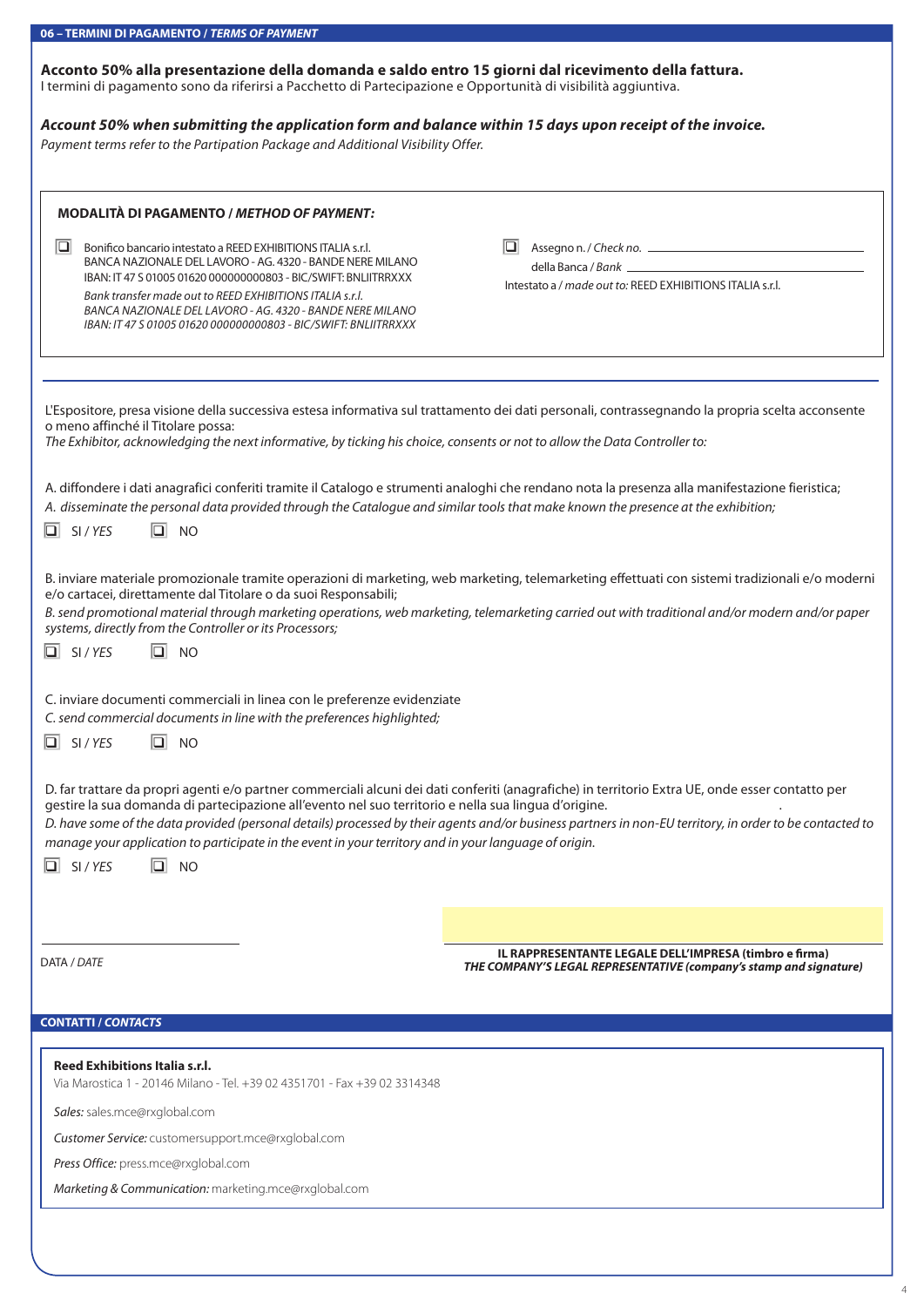## 06 – TERMINI DI PAGAMENTO / *TERMS OF PAYMENT*

**Acconto 50% alla presentazione della domanda e saldo entro 15 giorni dal ricevimento della fattura.**
I termini di pagamento sono da riferirsi a Pacchetto di Partecipazione e Opportunità di visibilità aggiuntiva.

***Account 50% when submitting the application form and balance within 15 days upon receipt of the invoice.***
*Payment terms refer to the Partipation Package and Additional Visibility Offer.*

**MODALITÀ DI PAGAMENTO / *METHOD OF PAYMENT:***

☐ Bonifico bancario intestato a REED EXHIBITIONS ITALIA s.r.l.
BANCA NAZIONALE DEL LAVORO - AG. 4320 - BANDE NERE MILANO
IBAN: IT 47 S 01005 01620 000000000803 - BIC/SWIFT: BNLIITRRXXX
*Bank transfer made out to REED EXHIBITIONS ITALIA s.r.l.*
*BANCA NAZIONALE DEL LAVORO - AG. 4320 - BANDE NERE MILANO*
*IBAN: IT 47 S 01005 01620 000000000803 - BIC/SWIFT: BNLIITRRXXX*

☐ Assegno n. / *Check no.* ____________________
della Banca / *Bank* ____________________
Intestato a / *made out to:* REED EXHIBITIONS ITALIA s.r.l.

L'Espositore, presa visione della successiva estesa informativa sul trattamento dei dati personali, contrassegnando la propria scelta acconsente o meno affinché il Titolare possa:
*The Exhibitor, acknowledging the next informative, by ticking his choice, consents or not to allow the Data Controller to:*

A. diffondere i dati anagrafici conferiti tramite il Catalogo e strumenti analoghi che rendano nota la presenza alla manifestazione fieristica;
*A. disseminate the personal data provided through the Catalogue and similar tools that make known the presence at the exhibition;*

☐ SI / *YES* ☐ NO

B. inviare materiale promozionale tramite operazioni di marketing, web marketing, telemarketing effettuati con sistemi tradizionali e/o moderni e/o cartacei, direttamente dal Titolare o da suoi Responsabili;
*B. send promotional material through marketing operations, web marketing, telemarketing carried out with traditional and/or modern and/or paper systems, directly from the Controller or its Processors;*

☐ SI / *YES* ☐ NO

C. inviare documenti commerciali in linea con le preferenze evidenziate
*C. send commercial documents in line with the preferences highlighted;*

☐ SI / *YES* ☐ NO

D. far trattare da propri agenti e/o partner commerciali alcuni dei dati conferiti (anagrafiche) in territorio Extra UE, onde esser contatto per gestire la sua domanda di partecipazione all'evento nel suo territorio e nella sua lingua d'origine.
*D. have some of the data provided (personal details) processed by their agents and/or business partners in non-EU territory, in order to be contacted to manage your application to participate in the event in your territory and in your language of origin.*

☐ SI / *YES* ☐ NO

DATA / *DATE* ____________________

**IL RAPPRESENTANTE LEGALE DELL'IMPRESA (timbro e firma)**
***THE COMPANY'S LEGAL REPRESENTATIVE (company's stamp and signature)***

## CONTATTI / *CONTACTS*

**Reed Exhibitions Italia s.r.l.**
Via Marostica 1 - 20146 Milano - Tel. +39 02 4351701 - Fax +39 02 3314348

*Sales:* sales.mce@rxglobal.com

*Customer Service:* customersupport.mce@rxglobal.com

*Press Office:* press.mce@rxglobal.com

*Marketing & Communication:* marketing.mce@rxglobal.com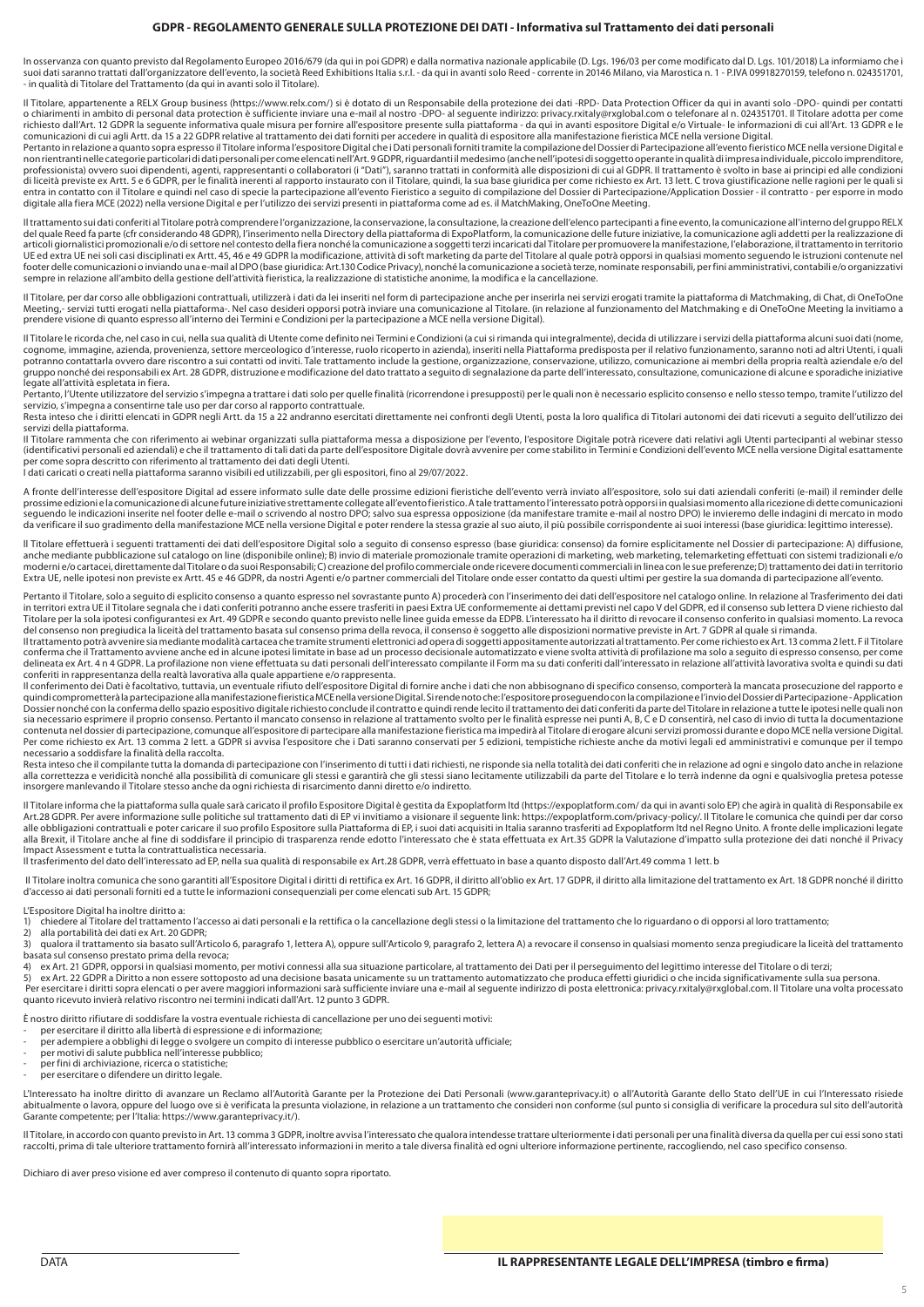## GDPR - REGOLAMENTO GENERALE SULLA PROTEZIONE DEI DATI - Informativa sul Trattamento dei dati personali

In osservanza con quanto previsto dal Regolamento Europeo 2016/679 (da qui in poi GDPR) e dalla normativa nazionale applicabile (D. Lgs. 196/03 per come modificato dal D. Lgs. 101/2018) La informiamo che i suoi dati saranno trattati dall'organizzatore dell'evento, la società Reed Exhibitions Italia s.r.l. - da qui in avanti solo Reed - corrente in 20146 Milano, via Marostica n. 1 - P.IVA 09918270159, telefono n. 024351701, - in qualità di Titolare del Trattamento (da qui in avanti solo il Titolare).

Il Titolare, appartenente a RELX Group business (https://www.relx.com/) si è dotato di un Responsabile della protezione dei dati -RPD- Data Protection Officer da qui in avanti solo -DPO- quindi per contatti o chiarimenti in ambito di personal data protection è sufficiente inviare una e-mail al nostro -DPO- al seguente indirizzo: privacy.rxitaly@rxglobal.com o telefonare al n. 024351701. Il Titolare adotta per come richiesto dall'Art. 12 GDPR la seguente informativa quale misura per fornire all'espositore presente sulla piattaforma - da qui in avanti espositore Digital e/o Virtuale- le informazioni di cui all'Art. 13 GDPR e le comunicazioni di cui agli Artt. da 15 a 22 GDPR relative al trattamento dei dati forniti per accedere in qualità di espositore alla manifestazione fieristica MCE nella versione Digital.
Pertanto in relazione a quanto sopra espresso il Titolare informa l'espositore Digital che i Dati personali forniti tramite la compilazione del Dossier di Partecipazione all'evento fieristico MCE nella versione Digital e non rientranti nelle categorie particolari di dati personali per come elencati nell'Art. 9 GDPR, riguardanti il medesimo (anche nell'ipotesi di soggetto operante in qualità di impresa individuale, piccolo imprenditore, professionista) ovvero suoi dipendenti, agenti, rappresentanti o collaboratori (i "Dati"), saranno trattati in conformità alle disposizioni di cui al GDPR. Il trattamento è svolto in base ai principi ed alle condizioni di liceità previste ex Artt. 5 e 6 GDPR, per le finalità inerenti al rapporto instaurato con il Titolare, quindi, la sua base giuridica per come richiesto ex Art. 13 lett. C trova giustificazione nelle ragioni per le quali si entra in contatto con il Titolare e quindi nel caso di specie la partecipazione all'evento Fieristico a seguito di compilazione del Dossier di Partecipazione/Application Dossier - il contratto - per esporre in modo digitale alla fiera MCE (2022) nella versione Digital e per l'utilizzo dei servizi presenti in piattaforma come ad es. il MatchMaking, OneToOne Meeting.

Il trattamento sui dati conferiti al Titolare potrà comprendere l'organizzazione, la conservazione, la consultazione, la creazione dell'elenco partecipanti a fine evento, la comunicazione all'interno del gruppo RELX del quale Reed fa parte (cfr considerando 48 GDPR), l'inserimento nella Directory della piattaforma di ExpoPlatform, la comunicazione delle future iniziative, la comunicazione agli addetti per la realizzazione di articoli giornalistici promozionali e/o di settore nel contesto della fiera nonché la comunicazione a soggetti terzi incaricati dal Titolare per promuovere la manifestazione, l'elaborazione, il trattamento in territorio UE ed extra UE nei soli casi disciplinati ex Artt. 45, 46 e 49 GDPR la modificazione, attività di soft marketing da parte del Titolare al quale potrà opporsi in qualsiasi momento seguendo le istruzioni contenute nel footer delle comunicazioni o inviando una e-mail al DPO (base giuridica: Art.130 Codice Privacy), nonché la comunicazione a società terze, nominate responsabili, per fini amministrativi, contabili e/o organizzativi sempre in relazione all'ambito della gestione dell'attività fieristica, la realizzazione di statistiche anonime, la modifica e la cancellazione.

Il Titolare, per dar corso alle obbligazioni contrattuali, utilizzerà i dati da lei inseriti nel form di partecipazione anche per inserirla nei servizi erogati tramite la piattaforma di Matchmaking, di Chat, di OneToOne Meeting,- servizi tutti erogati nella piattaforma-. Nel caso desideri opporsi potrà inviare una comunicazione al Titolare. (in relazione al funzionamento del Matchmaking e di OneToOne Meeting la invitiamo a prendere visione di quanto espresso all'interno dei Termini e Condizioni per la partecipazione a MCE nella versione Digital).

Il Titolare le ricorda che, nel caso in cui, nella sua qualità di Utente come definito nei Termini e Condizioni (a cui si rimanda qui integralmente), decida di utilizzare i servizi della piattaforma alcuni suoi dati (nome, cognome, immagine, azienda, provenienza, settore merceologico d'interesse, ruolo ricoperto in azienda), inseriti nella Piattaforma predisposta per il relativo funzionamento, saranno noti ad altri Utenti, i quali potranno contattarla ovvero dare riscontro a sui contatti od inviti. Tale trattamento include la gestione, organizzazione, conservazione, utilizzo, comunicazione ai membri della propria realtà aziendale e/o del gruppo nonché dei responsabili ex Art. 28 GDPR, distruzione e modificazione del dato trattato a seguito di segnalazione da parte dell'interessato, consultazione, comunicazione di alcune e sporadiche iniziative legate all'attività espletata in fiera.
Pertanto, l'Utente utilizzatore del servizio s'impegna a trattare i dati solo per quelle finalità (ricorrendone i presupposti) per le quali non è necessario esplicito consenso e nello stesso tempo, tramite l'utilizzo del servizio, s'impegna a consentirne tale uso per dar corso al rapporto contrattuale.
Resta inteso che i diritti elencati in GDPR negli Artt. da 15 a 22 andranno esercitati direttamente nei confronti degli Utenti, posta la loro qualifica di Titolari autonomi dei dati ricevuti a seguito dell'utilizzo dei servizi della piattaforma.
Il Titolare rammenta che con riferimento ai webinar organizzati sulla piattaforma messa a disposizione per l'evento, l'espositore Digitale potrà ricevere dati relativi agli Utenti partecipanti al webinar stesso (identificativi personali ed aziendali) e che il trattamento di tali dati da parte dell'espositore Digitale dovrà avvenire per come stabilito in Termini e Condizioni dell'evento MCE nella versione Digital esattamente per come sopra descritto con riferimento al trattamento dei dati degli Utenti.
I dati caricati o creati nella piattaforma saranno visibili ed utilizzabili, per gli espositori, fino al 29/07/2022.

A fronte dell'interesse dell'espositore Digital ad essere informato sulle date delle prossime edizioni fieristiche dell'evento verrà inviato all'espositore, solo sui dati aziendali conferiti (e-mail) il reminder delle prossime edizioni e la comunicazione di alcune future iniziative strettamente collegate all'evento fieristico. A tale trattamento l'interessato potrà opporsi in qualsiasi momento alla ricezione di dette comunicazioni seguendo le indicazioni inserite nel footer delle e-mail o scrivendo al nostro DPO; salvo sua espressa opposizione (da manifestare tramite e-mail al nostro DPO) le invieremo delle indagini di mercato in modo da verificare il suo gradimento della manifestazione MCE nella versione Digital e poter rendere la stessa grazie al suo aiuto, il più possibile corrispondente ai suoi interessi (base giuridica: legittimo interesse).

Il Titolare effettuerà i seguenti trattamenti dei dati dell'espositore Digital solo a seguito di consenso espresso (base giuridica: consenso) da fornire esplicitamente nel Dossier di partecipazione: A) diffusione, anche mediante pubblicazione sul catalogo on line (disponibile online); B) invio di materiale promozionale tramite operazioni di marketing, web marketing, telemarketing effettuati con sistemi tradizionali e/o moderni e/o cartacei, direttamente dal Titolare o da suoi Responsabili; C) creazione del profilo commerciale onde ricevere documenti commerciali in linea con le sue preferenze; D) trattamento dei dati in territorio Extra UE, nelle ipotesi non previste ex Artt. 45 e 46 GDPR, da nostri Agenti e/o partner commerciali del Titolare onde esser contattato da questi ultimi per gestire la sua domanda di partecipazione all'evento.

Pertanto il Titolare, solo a seguito di esplicito consenso a quanto espresso nel sovrastante punto A) procederà con l'inserimento dei dati dell'espositore nel catalogo online. In relazione al Trasferimento dei dati in territori extra UE il Titolare segnala che i dati conferiti potranno essere trasferiti in paesi Extra UE conformemente ai dettami previsti nel capo V del GDPR, ed il consenso sub lettera D viene richiesto dal Titolare per la sola ipotesi configurantesi ex Art. 49 GDPR e secondo quanto previsto nelle linee guida emesse da EDPB. L'interessato ha il diritto di revocare il consenso conferito in qualsiasi momento. La revoca del consenso non pregiudica la liceità del trattamento basata sul consenso prima della revoca, il consenso è soggetto alle disposizioni normative previste in Art. 7 GDPR al quale si rimanda.
Il trattamento potrà avvenire sia mediante modalità cartacea che tramite strumenti elettronici ad opera di soggetti appositamente autorizzati al trattamento. Per come richiesto ex Art. 13 comma 2 lett. F il Titolare conferma che il Trattamento avviene anche ed in alcune ipotesi limitate in base ad un processo decisionale automatizzato e viene svolta attività di profilazione ma solo a seguito di espresso consenso, per come delineata ex Art. 4 n 4 GDPR. La profilazione non viene effettuata su dati personali dell'interessato compilante il Form ma su dati conferiti dall'interessato in relazione all'attività lavorativa svolta e quindi su dati conferiti in rappresentanza della realtà lavorativa alla quale appartiene e/o rappresenta.
Il conferimento dei Dati è facoltativo, tuttavia, un eventuale rifiuto dell'espositore Digital di fornire anche i dati che non abbisognano di specifico consenso, comporterà la mancata prosecuzione del rapporto e quindi comprometterà la partecipazione alla manifestazione fieristica MCE nella versione Digital. Si rende noto che: l'espositore proseguendo con la compilazione e l'invio del Dossier di Partecipazione - Application Dossier nonché con la conferma dello spazio espositivo digitale richiesto conclude il contratto e quindi rende lecito il trattamento dei dati conferiti da parte del Titolare in relazione a tutte le ipotesi nelle quali non sia necessario esprimere il proprio consenso. Pertanto il mancato consenso in relazione al trattamento svolto per le finalità espresse nei punti A, B, C e D consentirà, nel caso di invio di tutta la documentazione contenuta nel dossier di partecipazione, comunque all'espositore di partecipare alla manifestazione fieristica ma impedirà al Titolare di erogare alcuni servizi promossi durante e dopo MCE nella versione Digital. Per come richiesto ex Art. 13 comma 2 lett. a GDPR si avvisa l'espositore che i Dati saranno conservati per 5 edizioni, tempistiche richieste anche da motivi legali ed amministrativi e comunque per il tempo necessario a soddisfare la finalità della raccolta.
Resta inteso che il compilante tutta la domanda di partecipazione con l'inserimento di tutti i dati richiesti, ne risponde sia nella totalità dei dati conferiti che in relazione ad ogni e singolo dato anche in relazione alla correttezza e veridicità nonché alla possibilità di comunicare gli stessi e garantirà che gli stessi siano lecitamente utilizzabili da parte del Titolare e lo terrà indenne da ogni e qualsivoglia pretesa potesse insorgere manlevando il Titolare stesso anche da ogni richiesta di risarcimento danni diretto e/o indiretto.

Il Titolare informa che la piattaforma sulla quale sarà caricato il profilo Espositore Digital è gestita da Expoplatform ltd (https://expoplatform.com/ da qui in avanti solo EP) che agirà in qualità di Responsabile ex Art.28 GDPR. Per avere informazione sulle politiche sul trattamento dati di EP vi invitiamo a visionare il seguente link: https://expoplatform.com/privacy-policy/. Il Titolare le comunica che quindi per dar corso alle obbligazioni contrattuali e poter caricare il suo profilo Espositore sulla Piattaforma di EP, i suoi dati acquisiti in Italia saranno trasferiti ad Expoplatform ltd nel Regno Unito. A fronte delle implicazioni legate alla Brexit, il Titolare anche al fine di soddisfare il principio di trasparenza rende edotto l'interessato che è stata effettuata ex Art.35 GDPR la Valutazione d'impatto sulla protezione dei dati nonché il Privacy Impact Assessment e tutta la contrattualistica necessaria.
Il trasferimento del dato dell'interessato ad EP, nella sua qualità di responsabile ex Art.28 GDPR, verrà effettuato in base a quanto disposto dall'Art.49 comma 1 lett. b

Il Titolare inoltre comunica che sono garantiti all'Espositore Digital i diritti di rettifica ex Art. 16 GDPR, il diritto all'oblio ex Art. 17 GDPR, il diritto alla limitazione del trattamento ex Art. 18 GDPR nonché il diritto d'accesso ai dati personali forniti ed a tutte le informazioni consequenziali per come elencati sub Art. 15 GDPR;

L'Espositore Digital ha inoltre diritto a:

1) chiedere al Titolare del trattamento l'accesso ai dati personali e la rettifica o la cancellazione degli stessi o la limitazione del trattamento che lo riguardano o di opporsi al loro trattamento;
2) alla portabilità dei dati ex Art. 20 GDPR;
3) qualora il trattamento sia basato sull'Articolo 6, paragrafo 1, lettera A), oppure sull'Articolo 9, paragrafo 2, lettera A) a revocare il consenso in qualsiasi momento senza pregiudicare la liceità del trattamento basata sul consenso prestato prima della revoca;
4) ex Art. 21 GDPR, opporsi in qualsiasi momento, per motivi connessi alla sua situazione particolare, al trattamento dei Dati per il perseguimento del legittimo interesse del Titolare o di terzi;
5) ex Art. 22 GDPR a Diritto a non essere sottoposto ad una decisione basata unicamente su un trattamento automatizzato che produca effetti giuridici o che incida significativamente sulla sua persona.

Per esercitare i diritti sopra elencati o per avere maggiori informazioni sarà sufficiente inviare una e-mail al seguente indirizzo di posta elettronica: privacy.rxitaly@rxglobal.com. Il Titolare una volta processato quanto ricevuto invierà relativo riscontro nei termini indicati dall'Art. 12 punto 3 GDPR.

È nostro diritto rifiutare di soddisfare la vostra eventuale richiesta di cancellazione per uno dei seguenti motivi:

- per esercitare il diritto alla libertà di espressione e di informazione;
- per adempiere a obblighi di legge o svolgere un compito di interesse pubblico o esercitare un'autorità ufficiale;
- per motivi di salute pubblica nell'interesse pubblico;
- per fini di archiviazione, ricerca o statistiche;
- per esercitare o difendere un diritto legale.

L'Interessato ha inoltre diritto di avanzare un Reclamo all'Autorità Garante per la Protezione dei Dati Personali (www.garanteprivacy.it) o all'Autorità Garante dello Stato dell'UE in cui l'Interessato risiede abitualmente o lavora, oppure del luogo ove si è verificata la presunta violazione, in relazione a un trattamento che consideri non conforme (sul punto si consiglia di verificare la procedura sul sito dell'autorità Garante competente; per l'Italia: https://www.garanteprivacy.it/).

Il Titolare, in accordo con quanto previsto in Art. 13 comma 3 GDPR, inoltre avvisa l'interessato che qualora intendesse trattare ulteriormente i dati personali per una finalità diversa da quella per cui essi sono stati raccolti, prima di tale ulteriore trattamento fornirà all'interessato informazioni in merito a tale diversa finalità ed ogni ulteriore informazione pertinente, raccogliendo, nel caso specifico consenso.

Dichiaro di aver preso visione ed aver compreso il contenuto di quanto sopra riportato.

DATA ______________________ **IL RAPPRESENTANTE LEGALE DELL'IMPRESA (timbro e firma)** ______________________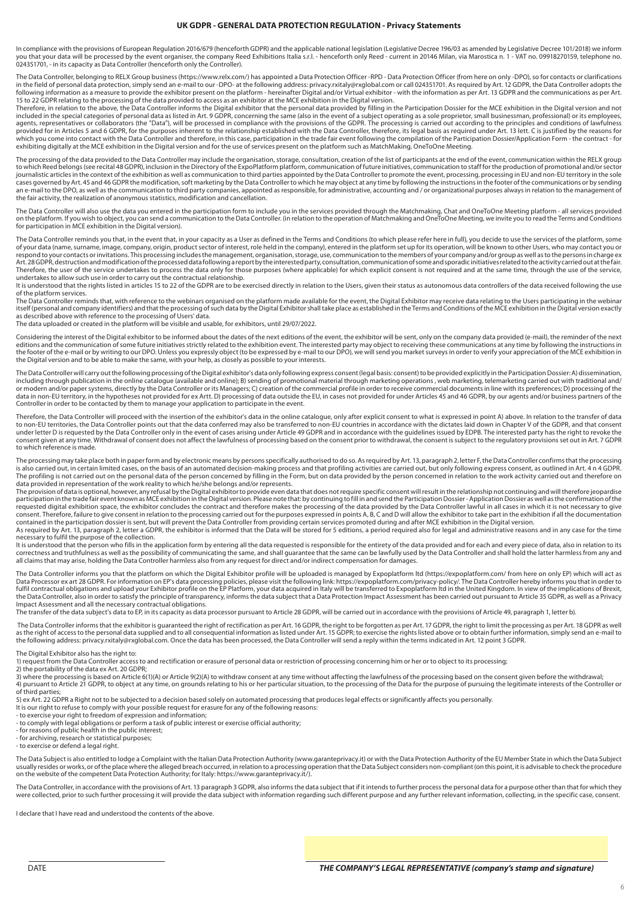## UK GDPR - GENERAL DATA PROTECTION REGULATION - Privacy Statements

In compliance with the provisions of European Regulation 2016/679 (henceforth GDPR) and the applicable national legislation (Legislative Decree 196/03 as amended by Legislative Decree 101/2018) we inform you that your data will be processed by the event organiser, the company Reed Exhibitions Italia s.r.l. - henceforth only Reed - current in 20146 Milan, via Marostica n. 1 - VAT no. 09918270159, telephone no. 024351701, - in its capacity as Data Controller (henceforth only the Controller).

The Data Controller, belonging to RELX Group business (https://www.relx.com/) has appointed a Data Protection Officer -RPD - Data Protection Officer (from here on only -DPO), so for contacts or clarifications in the field of personal data protection, simply send an e-mail to our -DPO- at the following address: privacy.rxitaly@rxglobal.com or call 024351701. As required by Art. 12 GDPR, the Data Controller adopts the following information as a measure to provide the exhibitor present on the platform - hereinafter Digital and/or Virtual exhibitor - with the information as per Art. 13 GDPR and the communications as per Art. 15 to 22 GDPR relating to the processing of the data provided to access as an exhibitor at the MCE exhibition in the Digital version.

Therefore, in relation to the above, the Data Controller informs the Digital exhibitor that the personal data provided by filling in the Participation Dossier for the MCE exhibition in the Digital version and not included in the special categories of personal data as listed in Art. 9 GDPR, concerning the same (also in the event of a subject operating as a sole proprietor, small businessman, professional) or its employees, agents, representatives or collaborators (the "Data"), will be processed in compliance with the provisions of the GDPR. The processing is carried out according to the principles and conditions of lawfulness provided for in Articles 5 and 6 GDPR, for the purposes inherent to the relationship established with the Data Controller, therefore, its legal basis as required under Art. 13 lett. C is justified by the reasons for which you come into contact with the Data Controller and therefore, in this case, participation in the trade fair event following the compilation of the Participation Dossier/Application Form - the contract - for exhibiting digitally at the MCE exhibition in the Digital version and for the use of services present on the platform such as MatchMaking, OneToOne Meeting.

The processing of the data provided to the Data Controller may include the organisation, storage, consultation, creation of the list of participants at the end of the event, communication within the RELX group to which Reed belongs (see recital 48 GDPR), inclusion in the Directory of the ExpoPlatform platform, communication of future initiatives, communication to staff for the production of promotional and/or sector journalistic articles in the context of the exhibition as well as communication to third parties appointed by the Data Controller to promote the event, processing, processing in EU and non-EU territory in the sole cases governed by Art. 45 and 46 GDPR the modification, soft marketing by the Data Controller to which he may object at any time by following the instructions in the footer of the communications or by sending an e-mail to the DPO, as well as the communication to third party companies, appointed as responsible, for administrative, accounting and / or organizational purposes always in relation to the management of the fair activity, the realization of anonymous statistics, modification and cancellation.

The Data Controller will also use the data you entered in the participation form to include you in the services provided through the Matchmaking, Chat and OneToOne Meeting platform - all services provided on the platform. If you wish to object, you can send a communication to the Data Controller. (in relation to the operation of Matchmaking and OneToOne Meeting, we invite you to read the Terms and Conditions for participation in MCE exhibition in the Digital version).

The Data Controller reminds you that, in the event that, in your capacity as a User as defined in the Terms and Conditions (to which please refer here in full), you decide to use the services of the platform, some of your data (name, surname, image, company, origin, product sector of interest, role held in the company), entered in the platform set up for its operation, will be known to other Users, who may contact you or respond to your contacts or invitations. This processing includes the management, organisation, storage, use, communication to the members of your company and/or group as well as to the persons in charge ex Art. 28 GDPR, destruction and modification of the processed data following a report by the interested party, consultation, communication of some and sporadic initiatives related to the activity carried out at the fair. Therefore, the user of the service undertakes to process the data only for those purposes (where applicable) for which explicit consent is not required and at the same time, through the use of the service, undertakes to allow such use in order to carry out the contractual relationship.

It is understood that the rights listed in articles 15 to 22 of the GDPR are to be exercised directly in relation to the Users, given their status as autonomous data controllers of the data received following the use of the platform services.

The Data Controller reminds that, with reference to the webinars organised on the platform made available for the event, the Digital Exhibitor may receive data relating to the Users participating in the webinar itself (personal and company identifiers) and that the processing of such data by the Digital Exhibitor shall take place as established in the Terms and Conditions of the MCE exhibition in the Digital version exactly as described above with reference to the processing of Users' data.

The data uploaded or created in the platform will be visible and usable, for exhibitors, until 29/07/2022.

Considering the interest of the Digital exhibitor to be informed about the dates of the next editions of the event, the exhibitor will be sent, only on the company data provided (e-mail), the reminder of the next editions and the communication of some future initiatives strictly related to the exhibition event. The interested party may object to receiving these communications at any time by following the instructions in the footer of the e-mail or by writing to our DPO. Unless you expressly object (to be expressed by e-mail to our DPO), we will send you market surveys in order to verify your appreciation of the MCE exhibition in the Digital version and to be able to make the same, with your help, as closely as possible to your interests.

The Data Controller will carry out the following processing of the Digital exhibitor's data only following express consent (legal basis: consent) to be provided explicitly in the Participation Dossier: A) dissemination, including through publication in the online catalogue (available and online); B) sending of promotional material through marketing operations , web marketing, telemarketing carried out with traditional and/or modern and/or paper systems, directly by the Data Controller or its Managers; C) creation of the commercial profile in order to receive commercial documents in line with its preferences; D) processing of the data in non-EU territory, in the hypotheses not provided for ex Artt. D) processing of data outside the EU, in cases not provided for under Articles 45 and 46 GDPR, by our agents and/or business partners of the Controller in order to be contacted by them to manage your application to participate in the event.

Therefore, the Data Controller will proceed with the insertion of the exhibitor's data in the online catalogue, only after explicit consent to what is expressed in point A) above. In relation to the transfer of data to non-EU territories, the Data Controller points out that the data conferred may also be transferred to non-EU countries in accordance with the dictates laid down in Chapter V of the GDPR, and that consent under letter D is requested by the Data Controller only in the event of cases arising under Article 49 GDPR and in accordance with the guidelines issued by EDPB. The interested party has the right to revoke the consent given at any time. Withdrawal of consent does not affect the lawfulness of processing based on the consent prior to withdrawal, the consent is subject to the regulatory provisions set out in Art. 7 GDPR to which reference is made.

The processing may take place both in paper form and by electronic means by persons specifically authorised to do so. As required by Art. 13, paragraph 2, letter F, the Data Controller confirms that the processing is also carried out, in certain limited cases, on the basis of an automated decision-making process and that profiling activities are carried out, but only following express consent, as outlined in Art. 4 n 4 GDPR. The profiling is not carried out on the personal data of the person concerned by filling in the Form, but on data provided by the person concerned in relation to the work activity carried out and therefore on data provided in representation of the work reality to which he/she belongs and/or represents.

The provision of data is optional, however, any refusal by the Digital exhibitor to provide even data that does not require specific consent will result in the relationship not continuing and will therefore jeopardise participation in the trade fair event known as MCE exhibition in the Digital version. Please note that: by continuing to fill in and send the Participation Dossier - Application Dossier as well as the confirmation of the requested digital exhibition space, the exhibitor concludes the contract and therefore makes the processing of the data provided by the Data Controller lawful in all cases in which it is not necessary to give consent. Therefore, failure to give consent in relation to the processing carried out for the purposes expressed in points A, B, C and D will allow the exhibitor to take part in the exhibition if all the documentation contained in the participation dossier is sent, but will prevent the Data Controller from providing certain services promoted during and after MCE exhibition in the Digital version.

As required by Art. 13, paragraph 2, letter a GDPR, the exhibitor is informed that the Data will be stored for 5 editions, a period required also for legal and administrative reasons and in any case for the time necessary to fulfil the purpose of the collection.

It is understood that the person who fills in the application form by entering all the data requested is responsible for the entirety of the data provided and for each and every piece of data, also in relation to its correctness and truthfulness as well as the possibility of communicating the same, and shall guarantee that the same can be lawfully used by the Data Controller and shall hold the latter harmless from any and all claims that may arise, holding the Data Controller harmless also from any request for direct and/or indirect compensation for damages.

The Data Controller informs you that the platform on which the Digital Exhibitor profile will be uploaded is managed by Expoplatform ltd (https://expoplatform.com/ from here on only EP) which will act as Data Processor ex art 28 GDPR. For information on EP's data processing policies, please visit the following link: https://expoplatform.com/privacy-policy/. The Data Controller hereby informs you that in order to fulfil contractual obligations and upload your Exhibitor profile on the EP Platform, your data acquired in Italy will be transferred to Expoplatform ltd in the United Kingdom. In view of the implications of Brexit, the Data Controller, also in order to satisfy the principle of transparency, informs the data subject that a Data Protection Impact Assessment has been carried out pursuant to Article 35 GDPR, as well as a Privacy Impact Assessment and all the necessary contractual obligations.

The transfer of the data subject's data to EP, in its capacity as data processor pursuant to Article 28 GDPR, will be carried out in accordance with the provisions of Article 49, paragraph 1, letter b).

The Data Controller informs that the exhibitor is guaranteed the right of rectification as per Art. 16 GDPR, the right to be forgotten as per Art. 17 GDPR, the right to limit the processing as per Art. 18 GDPR as well as the right of access to the personal data supplied and to all consequential information as listed under Art. 15 GDPR; to exercise the rights listed above or to obtain further information, simply send an e-mail to the following address: privacy.rxitaly@rxglobal.com. Once the data has been processed, the Data Controller will send a reply within the terms indicated in Art. 12 point 3 GDPR.

The Digital Exhibitor also has the right to:

1) request from the Data Controller access to and rectification or erasure of personal data or restriction of processing concerning him or her or to object to its processing;
2) the portability of the data ex Art. 20 GDPR;
3) where the processing is based on Article 6(1)(A) or Article 9(2)(A) to withdraw consent at any time without affecting the lawfulness of the processing based on the consent given before the withdrawal;
4) pursuant to Article 21 GDPR, to object at any time, on grounds relating to his or her particular situation, to the processing of the Data for the purpose of pursuing the legitimate interests of the Controller or of third parties;
5) ex Art. 22 GDPR a Right not to be subjected to a decision based solely on automated processing that produces legal effects or significantly affects you personally.

It is our right to refuse to comply with your possible request for erasure for any of the following reasons:

- to exercise your right to freedom of expression and information;
- to comply with legal obligations or perform a task of public interest or exercise official authority;
- for reasons of public health in the public interest;
- for archiving, research or statistical purposes;
- to exercise or defend a legal right.

The Data Subject is also entitled to lodge a Complaint with the Italian Data Protection Authority (www.garanteprivacy.it) or with the Data Protection Authority of the EU Member State in which the Data Subject usually resides or works, or of the place where the alleged breach occurred, in relation to a processing operation that the Data Subject considers non-compliant (on this point, it is advisable to check the procedure on the website of the competent Data Protection Authority; for Italy: https://www.garanteprivacy.it/).

The Data Controller, in accordance with the provisions of Art. 13 paragraph 3 GDPR, also informs the data subject that if it intends to further process the personal data for a purpose other than that for which they were collected, prior to such further processing it will provide the data subject with information regarding such different purpose and any further relevant information, collecting, in the specific case, consent.

I declare that I have read and understood the contents of the above.

DATE ______________________

***THE COMPANY'S LEGAL REPRESENTATIVE (company's stamp and signature)***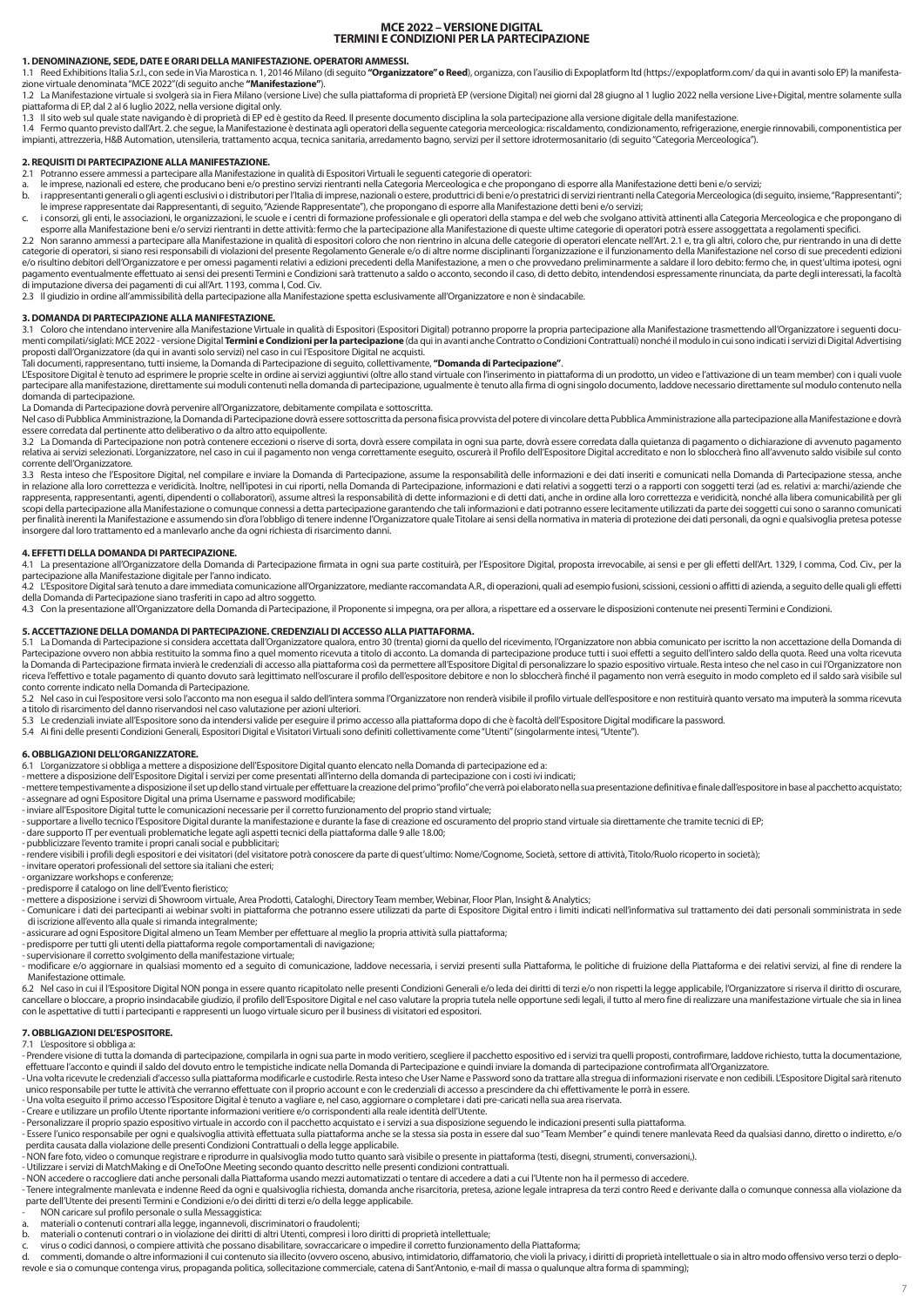# MCE 2022 – VERSIONE DIGITAL
# TERMINI E CONDIZIONI PER LA PARTECIPAZIONE

## 1. DENOMINAZIONE, SEDE, DATE E ORARI DELLA MANIFESTAZIONE. OPERATORI AMMESSI.

1.1 Reed Exhibitions Italia S.r.l., con sede in Via Marostica n. 1, 20146 Milano (di seguito **"Organizzatore" o Reed**), organizza, con l'ausilio di Expoplatform ltd (https://expoplatform.com/ da qui in avanti solo EP) la manifestazione virtuale denominata "MCE 2022" (di seguito anche **"Manifestazione"**).

1.2 La Manifestazione virtuale si svolgerà sia in Fiera Milano (versione Live) che sulla piattaforma di proprietà EP (versione Digital) nei giorni dal 28 giugno al 1 luglio 2022 nella versione Live+Digital, mentre solamente sulla piattaforma di EP, dal 2 al 6 luglio 2022, nella versione digital only.

1.3 Il sito web sul quale state navigando è di proprietà di EP ed è gestito da Reed. Il presente documento disciplina la sola partecipazione alla versione digitale della manifestazione.

1.4 Fermo quanto previsto dall'Art. 2. che segue, la Manifestazione è destinata agli operatori della seguente categoria merceologica: riscaldamento, condizionamento, refrigerazione, energie rinnovabili, componentistica per impianti, attrezzeria, H&B Automation, utensileria, trattamento acqua, tecnica sanitaria, arredamento bagno, servizi per il settore idrotermosanitario (di seguito "Categoria Merceologica").

## 2. REQUISITI DI PARTECIPAZIONE ALLA MANIFESTAZIONE.

2.1 Potranno essere ammessi a partecipare alla Manifestazione in qualità di Espositori Virtuali le seguenti categorie di operatori:

a. le imprese, nazionali ed estere, che producano beni e/o prestino servizi rientranti nella Categoria Merceologica e che propongano di esporre alla Manifestazione detti beni e/o servizi;

b. i rappresentanti generali o gli agenti esclusivi o i distributori per l'Italia di imprese, nazionali o estere, produttrici di beni e/o prestatrici di servizi rientranti nella Categoria Merceologica (di seguito, insieme, "Rappresentanti"; le imprese rappresentate dai Rappresentanti, di seguito, "Aziende Rappresentate"), che propongano di esporre alla Manifestazione detti beni e/o servizi;

c. i consorzi, gli enti, le associazioni, le organizzazioni, le scuole e i centri di formazione professionale e gli operatori della stampa e del web che svolgano attività attinenti alla Categoria Merceologica e che propongano di esporre alla Manifestazione beni e/o servizi rientranti in dette attività: fermo che la partecipazione alla Manifestazione di queste ultime categorie di operatori potrà essere assoggettata a regolamenti specifici.

2.2 Non saranno ammessi a partecipare alla Manifestazione in qualità di espositori coloro che non rientrino in alcuna delle categorie di operatori elencate nell'Art. 2.1 e, tra gli altri, coloro che, pur rientrando in una di dette categorie di operatori, si siano resi responsabili di violazioni del presente Regolamento Generale e/o di altre norme disciplinanti l'organizzazione e il funzionamento della Manifestazione nel corso di sue precedenti edizioni e/o risultino debitori dell'Organizzatore e per omessi pagamenti relativi a edizioni precedenti della Manifestazione, a meno che provvedano preliminarmente a saldare il loro debito: fermo che, in quest'ultima ipotesi, ogni pagamento eventualmente effettuato ai sensi dei presenti Termini e Condizioni sarà trattenuto a saldo o acconto, secondo il caso, di detto debito, intendendosi espressamente rinunciata, da parte degli interessati, la facoltà di imputazione diversa dei pagamenti di cui all'Art. 1193, comma I, Cod. Civ.

2.3 Il giudizio in ordine all'ammissibilità della partecipazione alla Manifestazione spetta esclusivamente all'Organizzatore e non è sindacabile.

## 3. DOMANDA DI PARTECIPAZIONE ALLA MANIFESTAZIONE.

3.1 Coloro che intendano intervenire alla Manifestazione Virtuale in qualità di Espositori (Espositori Digital) potranno proporre la propria partecipazione alla Manifestazione trasmettendo all'Organizzatore i seguenti documenti compilati/siglati: MCE 2022 - versione Digital **Termini e Condizioni per la partecipazione** (da qui in avanti anche Contratto o Condizioni Contrattuali) nonché il modulo in cui sono indicati i servizi di Digital Advertising proposti dall'Organizzatore (da qui in avanti solo servizi) nel caso in cui l'Espositore Digital ne acquisti.

Tali documenti, rappresentano, tutti insieme, la Domanda di Partecipazione di seguito, collettivamente, **"Domanda di Partecipazione"**.

L'Espositore Digital è tenuto ad esprimere le proprie scelte in ordine ai servizi aggiuntivi (oltre allo stand virtuale con l'inserimento in piattaforma di un prodotto, un video e l'attivazione di un team member) con i quali vuole partecipare alla manifestazione, direttamente sui moduli contenuti nella domanda di partecipazione, ugualmente è tenuto alla firma di ogni singolo documento, laddove necessario direttamente sul modulo contenuto nella domanda di partecipazione.

La Domanda di Partecipazione dovrà pervenire all'Organizzatore, debitamente compilata e sottoscritta.

Nel caso di Pubblica Amministrazione, la Domanda di Partecipazione dovrà essere sottoscritta da persona fisica provvista del potere di vincolare detta Pubblica Amministrazione alla partecipazione alla Manifestazione e dovrà essere corredata dal pertinente atto deliberativo o da altro atto equipollente.

3.2 La Domanda di Partecipazione non potrà contenere eccezioni o riserve di sorta, dovrà essere compilata in ogni sua parte, dovrà essere corredata dalla quietanza di pagamento o dichiarazione di avvenuto pagamento relativa ai servizi selezionati. L'organizzatore, nel caso in cui il pagamento non venga correttamente eseguito, oscurerà il Profilo dell'Espositore Digital accreditato e non lo sbloccherà fino all'avvenuto saldo visibile sul conto corrente dell'Organizzatore.

3.3 Resta inteso che l'Espositore Digital, nel compilare e inviare la Domanda di Partecipazione, assume la responsabilità delle informazioni e dei dati inseriti e comunicati nella Domanda di Partecipazione stessa, anche in relazione alla loro correttezza e veridicità. Inoltre, nell'ipotesi in cui riporti, nella Domanda di Partecipazione, informazioni e dati relativi a soggetti terzi o a rapporti con soggetti terzi (ad es. relativi a: marchi/aziende che rappresenta, rappresentanti, agenti, dipendenti o collaboratori), assume altresì la responsabilità di dette informazioni e di detti dati, anche in ordine alla loro correttezza e veridicità, nonché alla libera comunicabilità per gli scopi della partecipazione alla Manifestazione o comunque connessi a detta partecipazione garantendo che tali informazioni e dati potranno essere lecitamente utilizzati da parte dei soggetti cui sono o saranno comunicati per finalità inerenti la Manifestazione e assumendo sin d'ora l'obbligo di tenere indenne l'Organizzatore quale Titolare ai sensi della normativa in materia di protezione dei dati personali, da ogni e qualsivoglia pretesa potesse insorgere dal loro trattamento ed a manlevarlo anche da ogni richiesta di risarcimento danni.

## 4. EFFETTI DELLA DOMANDA DI PARTECIPAZIONE.

4.1 La presentazione all'Organizzatore della Domanda di Partecipazione firmata in ogni sua parte costituirà, per l'Espositore Digital, proposta irrevocabile, ai sensi e per gli effetti dell'Art. 1329, I comma, Cod. Civ., per la partecipazione alla Manifestazione digitale per l'anno indicato.

4.2 L'Espositore Digital sarà tenuto a dare immediata comunicazione all'Organizzatore, mediante raccomandata A.R., di operazioni, quali ad esempio fusioni, scissioni, cessioni o affitti di azienda, a seguito delle quali gli effetti della Domanda di Partecipazione siano trasferiti in capo ad altro soggetto.

4.3 Con la presentazione all'Organizzatore della Domanda di Partecipazione, il Proponente si impegna, ora per allora, a rispettare ed a osservare le disposizioni contenute nei presenti Termini e Condizioni.

## 5. ACCETTAZIONE DELLA DOMANDA DI PARTECIPAZIONE. CREDENZIALI DI ACCESSO ALLA PIATTAFORMA.

5.1 La Domanda di Partecipazione si considera accettata dall'Organizzatore qualora, entro 30 (trenta) giorni da quello del ricevimento, l'Organizzatore non abbia comunicato per iscritto la non accettazione della Domanda di Partecipazione ovvero non abbia restituito la somma fino a quel momento ricevuta a titolo di acconto. La domanda di partecipazione produce tutti i suoi effetti a seguito dell'intero saldo della quota. Reed una volta ricevuta la Domanda di Partecipazione firmata invierà le credenziali di accesso alla piattaforma così da permettere all'Espositore Digital di personalizzare lo spazio espositivo virtuale. Resta inteso che nel caso in cui l'Organizzatore non riceva l'effettivo e totale pagamento di quanto dovuto sarà legittimato nell'oscurare il profilo dell'espositore debitore e non lo sbloccherà finché il pagamento non verrà eseguito in modo completo ed il saldo sarà visibile sul conto corrente indicato nella Domanda di Partecipazione.

5.2 Nel caso in cui l'espositore versi solo l'acconto ma non esegua il saldo dell'intera somma l'Organizzatore non renderà visibile il profilo virtuale dell'espositore e non restituirà quanto versato ma imputerà la somma ricevuta a titolo di risarcimento del danno riservandosi nel caso valutazione per azioni ulteriori.

5.3 Le credenziali inviate all'Espositore sono da intendersi valide per eseguire il primo accesso alla piattaforma dopo di che è facoltà dell'Espositore Digital modificare la password.

5.4 Ai fini delle presenti Condizioni Generali, Espositori Digital e Visitatori Virtuali sono definiti collettivamente come "Utenti" (singolarmente intesi, "Utente").

## 6. OBBLIGAZIONI DELL'ORGANIZZATORE.

6.1 L'organizzatore si obbliga a mettere a disposizione dell'Espositore Digital quanto elencato nella Domanda di partecipazione ed a:

- mettere a disposizione dell'Espositore Digital i servizi per come presentati all'interno della domanda di partecipazione con i costi ivi indicati;
- mettere tempestivamente a disposizione il set up dello stand virtuale per effettuare la creazione del primo "profilo" che verrà poi elaborato nella sua presentazione definitiva e finale dall'espositore in base al pacchetto acquistato;
- assegnare ad ogni Espositore Digital una prima Username e password modificabile;
- inviare all'Espositore Digital tutte le comunicazioni necessarie per il corretto funzionamento del proprio stand virtuale;
- supportare a livello tecnico l'Espositore Digital durante la manifestazione e durante la fase di creazione ed oscuramento del proprio stand virtuale sia direttamente che tramite tecnici di EP;
- dare supporto IT per eventuali problematiche legate agli aspetti tecnici della piattaforma dalle 9 alle 18.00;
- pubblicizzare l'evento tramite i propri canali social e pubblicitari;
- rendere visibili i profili degli espositori e dei visitatori (del visitatore potrà conoscere da parte di quest'ultimo: Nome/Cognome, Società, settore di attività, Titolo/Ruolo ricoperto in società);
- invitare operatori professionali del settore sia italiani che esteri;
- organizzare workshops e conferenze;
- predisporre il catalogo on line dell'Evento fieristico;
- mettere a disposizione i servizi di Showroom virtuale, Area Prodotti, Cataloghi, Directory Team member, Webinar, Floor Plan, Insight & Analytics;
- Comunicare i dati dei partecipanti ai webinar svolti in piattaforma che potranno essere utilizzati da parte di Espositore Digital entro i limiti indicati nell'informativa sul trattamento dei dati personali somministrata in sede di iscrizione all'evento alla quale si rimanda integralmente;
- assicurare ad ogni Espositore Digital almeno un Team Member per effettuare al meglio la propria attività sulla piattaforma;
- predisporre per tutti gli utenti della piattaforma regole comportamentali di navigazione;
- supervisionare il corretto svolgimento della manifestazione virtuale;
- modificare e/o aggiornare in qualsiasi momento ed a seguito di comunicazione, laddove necessaria, i servizi presenti sulla Piattaforma, le politiche di fruizione della Piattaforma e dei relativi servizi, al fine di renderla Manifestazione ottimale.

6.2 Nel caso in cui l'Espositore Digital NON ponga in essere quanto ricapitolato nelle presenti Condizioni Generali e/o leda dei diritti di terzi e/o non rispetti la legge applicabile, l'Organizzatore si riserva il diritto di oscurare, cancellare o bloccare, a proprio insindacabile giudizio, il profilo dell'Espositore Digital e nel caso valutare la propria tutela nelle opportune sedi legali, il tutto al mero fine di realizzare una manifestazione virtuale che sia in linea con le aspettative di tutti i partecipanti e rappresenti un luogo virtuale sicuro per il business di visitatori ed espositori.

## 7. OBBLIGAZIONI DELL'ESPOSITORE.

7.1 L'espositore si obbliga a:

- Prendere visione di tutta la domanda di partecipazione, compilarla in ogni sua parte in modo veritiero, scegliere il pacchetto espositivo ed i servizi tra quelli proposti, controfirmare, laddove richiesto, tutta la documentazione, effettuare l'acconto e quindi il saldo del dovuto entro le tempistiche indicate nella Domanda di Partecipazione e quindi inviare la domanda di partecipazione controfirmata all'Organizzatore.
- Una volta ricevute le credenziali d'accesso sulla piattaforma modificarle e custodirle. Resta inteso che User Name e Password sono da trattare alla stregua di informazioni riservate e non cedibili. L'Espositore Digital sarà ritenuto unico responsabile per tutte le attività che verranno effettuate con il proprio account e con le credenziali di accesso a prescindere da chi effettivamente le porrà in essere.
- Una volta eseguito il primo accesso l'Espositore Digital è tenuto a vagliare e, nel caso, aggiornare o completare i dati pre-caricati nella sua area riservata.
- Creare e utilizzare un profilo Utente riportante informazioni veritiere e/o corrispondenti alla reale identità dell'Utente.
- Personalizzare il proprio spazio espositivo virtuale in accordo con il pacchetto acquistato e i servizi a sua disposizione seguendo le indicazioni presenti sulla piattaforma.
- Essere l'unico responsabile per ogni e qualsivoglia attività effettuata sulla piattaforma anche se la stessa sia posta in essere dal suo "Team Member" e quindi tenere manlevata Reed da qualsiasi danno, diretto o indiretto, e/o perdita causata dalla violazione delle presenti Condizioni Contrattuali o della legge applicabile.
- NON fare foto, video o comunque registrare e riprodurre in qualsivoglia modo tutto quanto sarà visibile o presente in piattaforma (testi, disegni, strumenti, conversazioni,).
- Utilizzare i servizi di MatchMaking e di OneToOne Meeting secondo quanto descritto nelle presenti condizioni contrattuali.
- NON accedere o raccogliere dati anche personali dalla Piattaforma usando mezzi automatizzati o tentare di accedere a dati a cui l'Utente non ha il permesso di accedere.
- Tenere integralmente manlevata e indenne Reed da ogni e qualsivoglia richiesta, domanda anche risarcitoria, pretesa, azione legale intrapresa da terzi contro Reed e derivante dalla o comunque connessa alla violazione da parte dell'Utente dei presenti Termini e Condizioni e/o dei diritti di terzi e/o della legge applicabile.
- NON caricare sul profilo personale o sulla Messaggistica:

a. materiali o contenuti contrari alla legge, ingannevoli, discriminatori o fraudolenti;

b. materiali o contenuti contrari o in violazione dei diritti di altri Utenti, compresi i loro diritti di proprietà intellettuale;

c. virus o codici dannosi, o compiere attività che possano disabilitare, sovraccaricare o impedire il corretto funzionamento della Piattaforma;

d. commenti, domande o altre informazioni il cui contenuto sia illecito (ovvero osceno, abusivo, intimidatorio, diffamatorio, che violi la privacy, i diritti di proprietà intellettuale o sia in altro modo offensivo verso terzi o deplorevole e sia o comunque contenga virus, propaganda politica, sollecitazione commerciale, catena di Sant'Antonio, e-mail di massa o qualunque altra forma di spamming);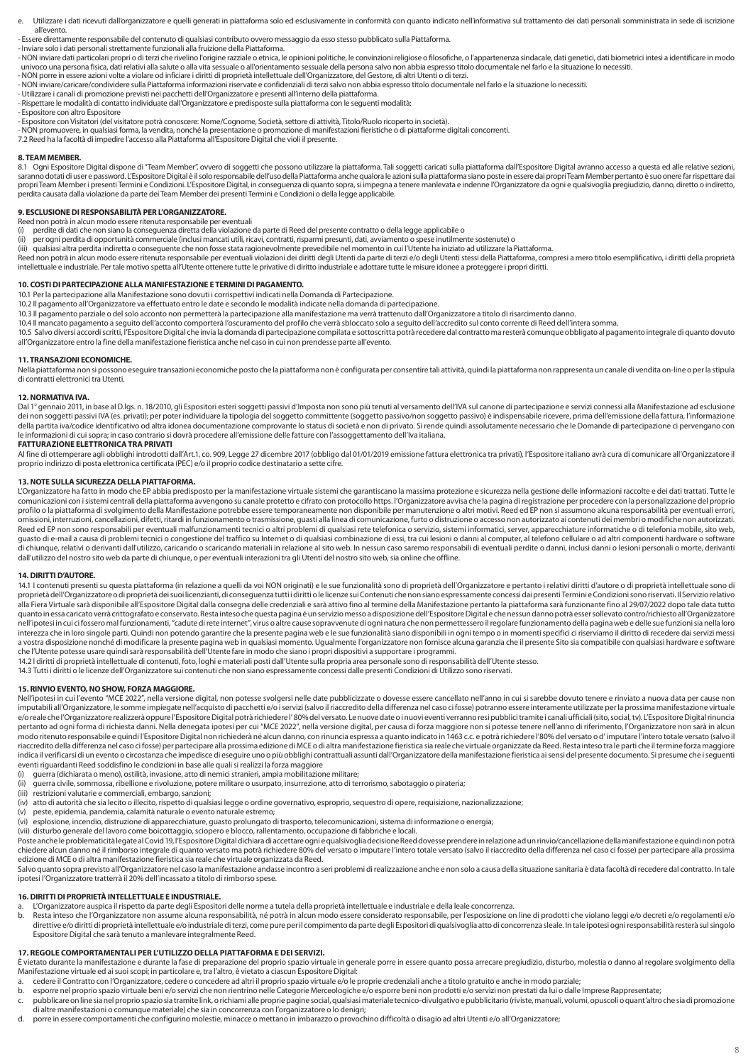e. Utilizzare i dati ricevuti dall'organizzatore e quelli generati in piattaforma solo ed esclusivamente in conformità con quanto indicato nell'informativa sul trattamento dei dati personali somministrata in sede di iscrizione all'evento.

- Essere direttamente responsabile del contenuto di qualsiasi contributo ovvero messaggio da esso stesso pubblicato sulla Piattaforma.
- Inviare solo i dati personali strettamente funzionali alla fruizione della Piattaforma.
- NON inviare dati particolari propri o di terzi che rivelino l'origine razziale o etnica, le opinioni politiche, le convinzioni religiose o filosofiche, o l'appartenenza sindacale, dati genetici, dati biometrici intesi a identificare in modo univoco una persona fisica, dati relativi alla salute o alla vita sessuale o all'orientamento sessuale della persona salvo non abbia espresso titolo documentale nel farlo e la situazione lo necessiti.
- NON porre in essere azioni volte a violare od inficiare i diritti di proprietà intellettuale dell'Organizzatore, del Gestore, di altri Utenti o di terzi.
- NON inviare/caricare/condividere sulla Piattaforma informazioni riservate e confidenziali di terzi salvo non abbia espresso titolo documentale nel farlo e la situazione lo necessiti.
- Utilizzare i canali di promozione previsti nei pacchetti dell'Organizzatore e presenti all'interno della piattaforma.
- Rispettare le modalità di contatto individuate dall'Organizzatore e predisposte sulla piattaforma con le seguenti modalità:
- Espositore con altro Espositore
- Espositore con Visitatori (del visitatore potrà conoscere: Nome/Cognome, Società, settore di attività, Titolo/Ruolo ricoperto in società).
- NON promuovere, in qualsiasi forma, la vendita, nonché la presentazione o promozione di manifestazioni fieristiche o di piattaforme digitali concorrenti.

7.2 Reed ha la facoltà di impedire l'accesso alla Piattaforma all'Espositore Digital che violi il presente.

## 8. TEAM MEMBER.

8.1 Ogni Espositore Digital dispone di "Team Member", ovvero di soggetti che possono utilizzare la piattaforma. Tali soggetti caricati sulla piattaforma dall'Espositore Digital avranno accesso a questa ed alle relative sezioni, saranno dotati di user e password. L'Espositore Digital è il solo responsabile dell'uso della Piattaforma anche qualora le azioni sulla piattaforma siano poste in essere dai propri Team Member pertanto è suo onere far rispettare dai propri Team Member i presenti Termini e Condizioni. L'Espositore Digital, in conseguenza di quanto sopra, si impegna a tenere manlevata e indenne l'Organizzatore da ogni e qualsivoglia pregiudizio, danno, diretto o indiretto, perdita causata dalla violazione da parte dei Team Member dei presenti Termini e Condizioni o della legge applicabile.

## 9. ESCLUSIONE DI RESPONSABILITÀ PER L'ORGANIZZATORE.

Reed non potrà in alcun modo essere ritenuta responsabile per eventuali

(i) perdite di dati che non siano la conseguenza diretta della violazione da parte di Reed del presente contratto o della legge applicabile o

(ii) per ogni perdita di opportunità commerciale (inclusi mancati utili, ricavi, contratti, risparmi presunti, dati, avviamento o spese inutilmente sostenute) o

(iii) qualsiasi altra perdita indiretta o conseguente che non fosse stata ragionevolmente prevedibile nel momento in cui l'Utente ha iniziato ad utilizzare la Piattaforma.

Reed non potrà in alcun modo essere ritenuta responsabile per eventuali violazioni dei diritti degli Utenti da parte di terzi e/o degli Utenti stessi della Piattaforma, compresi a mero titolo esemplificativo, i diritti della proprietà intellettuale e industriale. Per tale motivo spetta all'Utente ottenere tutte le privative di diritto industriale e adottare tutte le misure idonee a proteggere i propri diritti.

## 10. COSTI DI PARTECIPAZIONE ALLA MANIFESTAZIONE E TERMINI DI PAGAMENTO.

10.1 Per la partecipazione alla Manifestazione sono dovuti i corrispettivi indicati nella Domanda di Partecipazione.

10.2 Il pagamento all'Organizzatore va effettuato entro le date e secondo le modalità indicate nella domanda di partecipazione.

10.3 Il pagamento parziale o del solo acconto non permetterà la partecipazione alla manifestazione ma verrà trattenuto dall'Organizzatore a titolo di risarcimento danno.

10.4 Il mancato pagamento a seguito dell'acconto comporterà l'oscuramento del profilo che verrà sbloccato solo a seguito dell'accredito sul conto corrente di Reed dell'intera somma.

10.5 Salvo diversi accordi scritti, l'Espositore Digital che invia la domanda di partecipazione compilata e sottoscritta potrà recedere dal contratto ma resterà comunque obbligato al pagamento integrale di quanto dovuto all'Organizzatore entro la fine della manifestazione fieristica anche nel caso in cui non prendesse parte all'evento.

## 11. TRANSAZIONI ECONOMICHE.

Nella piattaforma non si possono eseguire transazioni economiche posto che la piattaforma non è configurata per consentire tali attività, quindi la piattaforma non rappresenta un canale di vendita on-line o per la stipula di contratti elettronici tra Utenti.

## 12. NORMATIVA IVA.

Dal 1° gennaio 2011, in base al D.lgs. n. 18/2010, gli Espositori esteri soggetti passivi d'Imposta non sono più tenuti al versamento dell'IVA sul canone di partecipazione e servizi connessi alla Manifestazione ad esclusione dei non soggetti passivi IVA (es. privati); per poter individuare la tipologia del soggetto committente (soggetto passivo/non soggetto passivo) è indispensabile ricevere, prima dell'emissione della fattura, l'informazione della partita iva/codice identificativo od altra idonea documentazione comprovante lo status di società e non di privato. Si rende quindi assolutamente necessario che le Domande di partecipazione ci pervengano con le informazioni di cui sopra; in caso contrario si dovrà procedere all'emissione delle fatture con l'assoggettamento dell'Iva italiana.

**FATTURAZIONE ELETTRONICA TRA PRIVATI**

Al fine di ottemperare agli obblighi introdotti dall'Art.1, co. 909, Legge 27 dicembre 2017 (obbligo dal 01/01/2019 emissione fattura elettronica tra privati), l'Espositore italiano avrà cura di comunicare all'Organizzatore il proprio indirizzo di posta elettronica certificata (PEC) e/o il proprio codice destinatario a sette cifre.

## 13. NOTE SULLA SICUREZZA DELLA PIATTAFORMA.

L'Organizzatore ha fatto in modo che EP abbia predisposto per la manifestazione virtuale sistemi che garantiscano la massima protezione e sicurezza nella gestione delle informazioni raccolte e dei dati trattati. Tutte le comunicazioni con i sistemi centrali della piattaforma avvengono su canale protetto e cifrato con protocollo https. L'Organizzatore avvisa che la pagina di registrazione per procedere con la personalizzazione del proprio profilo o la piattaforma di svolgimento della Manifestazione potrebbe essere temporaneamente non disponibile per manutenzione o altri motivi. Reed ed EP non si assumono alcuna responsabilità per eventuali errori, omissioni, interruzioni, cancellazioni, difetti, ritardi in funzionamento o trasmissione, guasti alla linea di comunicazione, furto o distruzione o accesso non autorizzato ai contenuti dei membri o modifiche non autorizzati. Reed ed EP non sono responsabili per eventuali malfunzionamenti tecnici o altri problemi di qualsiasi rete telefonica o servizio, sistemi informatici, server, apparecchiature informatiche o di telefonia mobile, sito web, guasto di e-mail a causa di problemi tecnici o congestione del traffico su Internet o di qualsiasi combinazione di essi, tra cui lesioni o danni al computer, al telefono cellulare o ad altri componenti hardware o software di chiunque, relativi o derivanti dall'utilizzo, caricando o scaricando materiali in relazione al sito web. In nessun caso saremo responsabili di eventuali perdite o danni, inclusi danni o lesioni personali o morte, derivanti dall'utilizzo del nostro sito web da parte di chiunque, o per eventuali interazioni tra gli Utenti del nostro sito web, sia online che offline.

## 14. DIRITTI D'AUTORE.

14.1 I contenuti presenti su questa piattaforma (in relazione a quelli da voi NON originati) e le sue funzionalità sono di proprietà dell'Organizzatore e pertanto i relativi diritti d'autore o di proprietà intellettuale sono di proprietà dell'Organizzatore o di proprietà dei suoi licenzianti, di conseguenza tutti i diritti o le licenze sui Contenuti che non siano espressamente concessi dai presenti Termini e Condizioni sono riservati. Il Servizio relativo alla Fiera Virtuale sarà disponibile all'Espositore Digital dalla consegna delle credenziali e sarà attivo fino al termine della Manifestazione pertanto la piattaforma sarà funzionante fino al 29/07/2022 dopo tale data tutto quanto in essa caricato verrà crittografato e conservato. Resta inteso che questa pagina è un servizio messo a disposizione dell'Espositore Digital e che nessun danno potrà esser sollevato contro/richiesto all'Organizzatore nell'ipotesi in cui ci fossero mal funzionamenti, "cadute di rete internet", virus o altre cause sopravvenute di ogni natura che non permettessero il regolare funzionamento della pagina web e delle sue funzioni sia nella loro interezza che in loro singole parti. Quindi non potendo garantire che la presente pagina web e le sue funzionalità siano disponibili in ogni tempo o in momenti specifici ci riserviamo il diritto di recedere dai servizi messi a vostra disposizione nonché di modificare la presente pagina web in qualsiasi momento. Ugualmente l'organizzatore non fornisce alcuna garanzia che il presente Sito sia compatibile con qualsiasi hardware e software che l'Utente potesse usare quindi sarà responsabilità dell'Utente fare in modo che siano i propri dispositivi a supportare i programmi.

14.2 I diritti di proprietà intellettuale di contenuti, foto, loghi e materiali posti dall'Utente sulla propria area personale sono di responsabilità dell'Utente stesso.

14.3 Tutti i diritti o le licenze dell'Organizzatore sui contenuti che non siano espressamente concessi dalle presenti Condizioni di Utilizzo sono riservati.

## 15. RINVIO EVENTO, NO SHOW, FORZA MAGGIORE.

Nell'ipotesi in cui l'evento "MCE 2022", nella versione digital, non potesse svolgersi nelle date pubblicizzate o dovesse essere cancellato nell'anno in cui si sarebbe dovuto tenere e rinviato a nuova data per cause non imputabili all'Organizzatore, le somme impiegate nell'acquisto di pacchetti e/o i servizi (salvo il riaccredito della differenza nel caso ci fosse) potranno essere interamente utilizzate per la prossima manifestazione virtuale e/o reale che l'Organizzatore realizzerà oppure l'Espositore Digital potrà richiedere l' 80% del versato. Le nuove date o i nuovi eventi verranno resi pubblici tramite i canali ufficiali (sito, social, tv). L'Espositore Digital rinuncia pertanto ad ogni forma di richiesta danni. Nella denegata ipotesi per cui "MCE 2022", nella versione digital, per causa di forza maggiore non si potesse tenere nell'anno di riferimento, l'Organizzatore non sarà in alcun modo ritenuto responsabile e quindi l'Espositore Digital non richiederà né alcun danno, con rinuncia espressa a quanto indicato in 1463 c.c. e potrà richiedere l'80% del versato o d' imputare l'intero totale versato (salvo il riaccredito della differenza nel caso ci fosse) per partecipare alla prossima edizione di MCE o di altra manifestazione fieristica sia reale che virtuale organizzata da Reed. Resta inteso tra le parti che il termine forza maggiore indica il verificarsi di un evento o circostanza che impedisce di eseguire uno o più obblighi contrattuali assunti dall'Organizzatore della manifestazione fieristica ai sensi del presente documento. Si presume che i seguenti eventi riguardanti Reed soddisfino le condizioni in base alle quali si realizzi la forza maggiore

(i) guerra (dichiarata o meno), ostilità, invasione, atto di nemici stranieri, ampia mobilitazione militare;

(ii) guerra civile, sommossa, ribellione e rivoluzione, potere militare o usurpato, insurrezione, atto di terrorismo, sabotaggio o pirateria;

(iii) restrizioni valutarie e commerciali, embargo, sanzioni;

(iv) atto di autorità che sia lecito o illecito, rispetto di qualsiasi legge o ordine governativo, esproprio, sequestro di opere, requisizione, nazionalizzazione;

(v) peste, epidemia, pandemia, calamità naturale o evento naturale estremo;

(vi) esplosione, incendio, distruzione di apparecchiature, guasto prolungato di trasporto, telecomunicazioni, sistema di informazione o energia;

(vii) disturbo generale del lavoro come boicottaggio, sciopero e blocco, rallentamento, occupazione di fabbriche e locali.

Poste anche le problematicità legate al Covid 19, l'Espositore Digital dichiara di accettare ogni e qualsivoglia decisione Reed dovesse prendere in relazione ad un rinvio/cancellazione della manifestazione e quindi non potrà chiedere alcun danno né il rimborso integrale di quanto versato ma potrà richiedere 80% del versato o imputare l'intero totale versato (salvo il riaccredito della differenza nel caso ci fosse) per partecipare alla prossima edizione di MCE o di altra manifestazione fieristica sia reale che virtuale organizzata da Reed.

Salvo quanto sopra previsto all'Organizzatore nel caso la manifestazione andasse incontro a seri problemi di realizzazione anche e non solo a causa della situazione sanitaria è data facoltà di recedere dal contratto. In tale ipotesi l'Organizzatore tratterrà il 20% dell'incassato a titolo di rimborso spese.

## 16. DIRITTI DI PROPRIETÀ INTELLETTUALE E INDUSTRIALE.

a. L'Organizzatore auspica il rispetto da parte degli Espositori delle norme a tutela della proprietà intellettuale e industriale e della leale concorrenza.

b. Resta inteso che l'Organizzatore non assume alcuna responsabilità, né potrà in alcun modo essere considerato responsabile, per l'esposizione on line di prodotti che violano leggi e/o decreti e/o regolamenti e/o direttive e/o diritti di proprietà intellettuale e/o industriale di terzi, come pure per il compimento da parte degli Espositori di qualsivoglia atto di concorrenza sleale. In tale ipotesi ogni responsabilità resterà sul singolo Espositore Digital che sarà tenuto a manlevare integralmente Reed.

## 17. REGOLE COMPORTAMENTALI PER L'UTILIZZO DELLA PIATTAFORMA E DEI SERVIZI.

È vietato durante la manifestazione e durante la fase di preparazione del proprio spazio virtuale in generale porre in essere quanto possa arrecare pregiudizio, disturbo, molestia o danno al regolare svolgimento della Manifestazione virtuale ed ai suoi scopi; in particolare e, tra l'altro, è vietato a ciascun Espositore Digital:

a. cedere il Contratto con l'Organizzatore, cedere o concedere ad altri il proprio spazio virtuale e/o le proprie credenziali anche a titolo gratuito e anche in modo parziale;

b. esporre nel proprio spazio virtuale beni e/o servizi che non rientrino nelle Categorie Merceologiche e/o esporre beni non prodotti e/o servizi non prestati da lui o dalle Imprese Rappresentate;

c. pubblicare on line sia nel proprio spazio sia tramite link, o richiami alle proprie pagine social, qualsiasi materiale tecnico-divulgativo e pubblicitario (riviste, manuali, volumi, opuscoli o quant'altro che sia di promozione di altre manifestazioni o comunque materiale) che sia in concorrenza con l'organizzatore o lo denigri;

d. porre in essere comportamenti che configurino molestie, minacce o mettano in imbarazzo o provochino difficoltà o disagio ad altri Utenti e/o all'Organizzatore;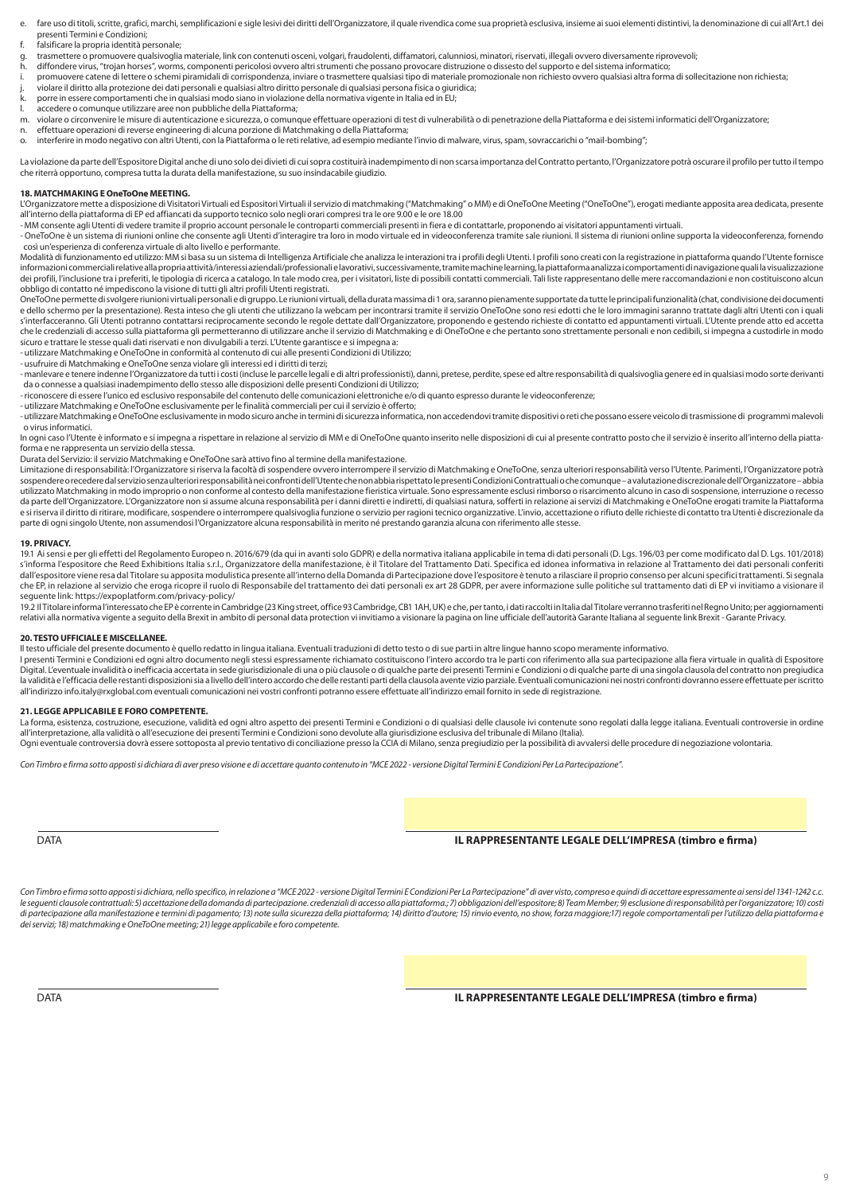e. fare uso di titoli, scritte, grafici, marchi, semplificazioni e sigle lesivi dei diritti dell'Organizzatore, il quale rivendica come sua proprietà esclusiva, insieme ai suoi elementi distintivi, la denominazione di cui all'Art.1 dei presenti Termini e Condizioni;
f. falsificare la propria identità personale;
g. trasmettere o promuovere qualsivoglia materiale, link con contenuti osceni, volgari, fraudolenti, diffamatori, calunniosi, minatori, riservati, illegali ovvero diversamente riprovevoli;
h. diffondere virus, "trojan horses", worms, componenti pericolosi ovvero altri strumenti che possano provocare distruzione o dissesto del supporto e del sistema informatico;
i. promuovere catene di lettere o schemi piramidali di corrispondenza, inviare o trasmettere qualsiasi tipo di materiale promozionale non richiesto ovvero qualsiasi altra forma di sollecitazione non richiesta;
j. violare il diritto alla protezione dei dati personali e qualsiasi altro diritto personale di qualsiasi persona fisica o giuridica;
k. porre in essere comportamenti che in qualsiasi modo siano in violazione della normativa vigente in Italia ed in EU;
l. accedere o comunque utilizzare aree non pubbliche della Piattaforma;
m. violare o circonvenire le misure di autenticazione e sicurezza, o comunque effettuare operazioni di test di vulnerabilità o di penetrazione della Piattaforma e dei sistemi informatici dell'Organizzatore;
n. effettuare operazioni di reverse engineering di alcuna porzione di Matchmaking o della Piattaforma;
o. interferire in modo negativo con altri Utenti, con la Piattaforma o le reti relative, ad esempio mediante l'invio di malware, virus, spam, sovraccarichi o "mail-bombing";

La violazione da parte dell'Espositore Digital anche di uno solo dei divieti di cui sopra costituirà inadempimento di non scarsa importanza del Contratto pertanto, l'Organizzatore potrà oscurare il profilo per tutto il tempo che riterrà opportuno, compresa tutta la durata della manifestazione, su suo insindacabile giudizio.

**18. MATCHMAKING E OneToOne MEETING.**

L'Organizzatore mette a disposizione di Visitatori Virtuali ed Espositori Virtuali il servizio di matchmaking ("Matchmaking" o MM) e di OneToOne Meeting ("OneToOne"), erogati mediante apposita area dedicata, presente all'interno della piattaforma di EP ed affiancati da supporto tecnico solo negli orari compresi tra le ore 9.00 e le ore 18.00

- MM consente agli Utenti di vedere tramite il proprio account personale le controparti commerciali presenti in fiera e di contattarle, proponendo ai visitatori appuntamenti virtuali.
- OneToOne è un sistema di riunioni online che consente agli Utenti d'interagire tra loro in modo virtuale ed in videoconferenza tramite sale riunioni. Il sistema di riunioni online supporta la videoconferenza, fornendo così un'esperienza di conferenza virtuale di alto livello e performante.

Modalità di funzionamento ed utilizzo: MM si basa su un sistema di Intelligenza Artificiale che analizza le interazioni tra i profili degli Utenti. I profili sono creati con la registrazione in piattaforma quando l'Utente fornisce informazioni commerciali relative alla propria attività/interessi aziendali/professionali e lavorativi, successivamente, tramite machine learning, la piattaforma analizza i comportamenti di navigazione quali la visualizzazione dei profili, l'inclusione tra i preferiti, le tipologia di ricerca a catalogo. In tale modo crea, per i visitatori, liste di possibili contatti commerciali. Tali liste rappresentano delle mere raccomandazioni e non costituiscono alcun obbligo di contatto né impediscono la visione di tutti gli altri profili Utenti registrati.

OneToOne permette di svolgere riunioni virtuali personali e di gruppo. Le riunioni virtuali, della durata massima di 1 ora, saranno pienamente supportate da tutte le principali funzionalità (chat, condivisione dei documenti e dello schermo per la presentazione). Resta inteso che gli utenti che utilizzano la webcam per incontrarsi tramite il servizio OneToOne sono resi edotti che le loro immagini saranno trattate dagli altri Utenti con i quali s'interfacceranno. Gli Utenti potranno contattarsi reciprocamente secondo le regole dettate dall'Organizzatore, proponendo e gestendo richieste di contatto ed appuntamenti virtuali. L'Utente prende atto ed accetta che le credenziali di accesso sulla piattaforma gli permetteranno di utilizzare anche il servizio di Matchmaking e di OneToOne e che pertanto sono strettamente personali e non cedibili, si impegna a custodirle in modo sicuro e trattare le stesse quali dati riservati e non divulgabili a terzi. L'Utente garantisce e si impegna a:

- utilizzare Matchmaking e OneToOne in conformità al contenuto di cui alle presenti Condizioni di Utilizzo;
- usufruire di Matchmaking e OneToOne senza violare gli interessi ed i diritti di terzi;
- manlevare e tenere indenne l'Organizzatore da tutti i costi (incluse le parcelle legali e di altri professionisti), danni, pretese, perdite, spese ed altre responsabilità di qualsivoglia genere ed in qualsiasi modo sorte derivanti da o connesse a qualsiasi inadempimento dello stesso alle disposizioni delle presenti Condizioni di Utilizzo;
- riconoscere di essere l'unico ed esclusivo responsabile del contenuto delle comunicazioni elettroniche e/o di quanto espresso durante le videoconferenze;
- utilizzare Matchmaking e OneToOne esclusivamente per le finalità commerciali per cui il servizio è offerto;
- utilizzare Matchmaking e OneToOne esclusivamente in modo sicuro anche in termini di sicurezza informatica, non accedendovi tramite dispositivi o reti che possano essere veicolo di trasmissione di programmi malevoli o virus informatici.

In ogni caso l'Utente è informato e si impegna a rispettare in relazione al servizio di MM e di OneToOne quanto inserito nelle disposizioni di cui al presente contratto posto che il servizio è inserito all'interno della piattaforma e ne rappresenta un servizio della stessa.

Durata del Servizio: il servizio Matchmaking e OneToOne sarà attivo fino al termine della manifestazione.

Limitazione di responsabilità: l'Organizzatore si riserva la facoltà di sospendere ovvero interrompere il servizio di Matchmaking e OneToOne, senza ulteriori responsabilità verso l'Utente. Parimenti, l'Organizzatore potrà sospendere o recedere dal servizio senza ulteriori responsabilità nei confronti dell'Utente che non abbia rispettato le presenti Condizioni Contrattuali o che comunque – a valutazione discrezionale dell'Organizzatore – abbia utilizzato Matchmaking in modo improprio o non conforme al contesto della manifestazione fieristica virtuale. Sono espressamente esclusi rimborso o risarcimento alcuno in caso di sospensione, interruzione o recesso da parte dell'Organizzatore. L'Organizzatore non si assume alcuna responsabilità per i danni diretti e indiretti, di qualsiasi natura, sofferti in relazione ai servizi di Matchmaking e OneToOne erogati tramite la Piattaforma e si riserva il diritto di ritirare, modificare, sospendere o interrompere qualsivoglia funzione o servizio per ragioni tecnico organizzative. L'invio, accettazione o rifiuto delle richieste di contatto tra Utenti è discrezionale da parte di ogni singolo Utente, non assumendosi l'Organizzatore alcuna responsabilità in merito né prestando garanzia alcuna con riferimento alle stesse.

**19. PRIVACY.**

19.1 Ai sensi e per gli effetti del Regolamento Europeo n. 2016/679 (da qui in avanti solo GDPR) e della normativa italiana applicabile in tema di dati personali (D. Lgs. 196/03 per come modificato dal D. Lgs. 101/2018) s'informa l'espositore che Reed Exhibitions Italia s.r.l., Organizzatore della manifestazione, è il Titolare del Trattamento Dati. Specifica ed idonea informativa in relazione al Trattamento dei dati personali conferiti dall'espositore viene resa dal Titolare su apposita modulistica presente all'interno della Domanda di Partecipazione dove l'espositore è tenuto a rilasciare il proprio consenso per alcuni specifici trattamenti. Si segnala che EP, in relazione al servizio che eroga ricopre il ruolo di Responsabile del trattamento dei dati personali ex art 28 GDPR, per avere informazione sulle politiche sul trattamento dati di EP vi invitiamo a visionare il seguente link: https://expoplatform.com/privacy-policy/

19.2 Il Titolare informa l'interessato che EP è corrente in Cambridge (23 King street, office 93 Cambridge, CB1 1AH, UK) e che, per tanto, i dati raccolti in Italia dal Titolare verranno trasferiti nel Regno Unito; per aggiornamenti relativi alla normativa vigente a seguito della Brexit in ambito di personal data protection vi invitiamo a visionare la pagina on line ufficiale dell'autorità Garante Italiana al seguente link Brexit - Garante Privacy.

**20. TESTO UFFICIALE E MISCELLANEE.**

Il testo ufficiale del presente documento è quello redatto in lingua italiana. Eventuali traduzioni di detto testo o di sue parti in altre lingue hanno scopo meramente informativo.

I presenti Termini e Condizioni ed ogni altro documento negli stessi espressamente richiamato costituiscono l'intero accordo tra le parti con riferimento alla sua partecipazione alla fiera virtuale in qualità di Espositore Digital. L'eventuale invalidità o inefficacia accertata in sede giurisdizionale di una o più clausole o di qualche parte dei presenti Termini e Condizioni o di qualche parte di una singola clausola del contratto non pregiudica la validità e l'efficacia delle restanti disposizioni sia a livello dell'intero accordo che delle restanti parti della clausola avente vizio parziale. Eventuali comunicazioni nei nostri confronti dovranno essere effettuate per iscritto all'indirizzo info.italy@rxglobal.com eventuali comunicazioni nei vostri confronti potranno essere effettuate all'indirizzo email fornito in sede di registrazione.

**21. LEGGE APPLICABILE E FORO COMPETENTE.**

La forma, esistenza, costruzione, esecuzione, validità ed ogni altro aspetto dei presenti Termini e Condizioni o di qualsiasi delle clausole ivi contenute sono regolati dalla legge italiana. Eventuali controversie in ordine all'interpretazione, alla validità o all'esecuzione dei presenti Termini e Condizioni sono devolute alla giurisdizione esclusiva del tribunale di Milano (Italia).

Ogni eventuale controversia dovrà essere sottoposta al previo tentativo di conciliazione presso la CCIA di Milano, senza pregiudizio per la possibilità di avvalersi delle procedure di negoziazione volontaria.

*Con Timbro e firma sotto apposti si dichiara di aver preso visione e di accettare quanto contenuto in "MCE 2022 - versione Digital Termini E Condizioni Per La Partecipazione".*

DATA ______________________ **IL RAPPRESENTANTE LEGALE DELL'IMPRESA (timbro e firma)**

*Con Timbro e firma sotto apposti si dichiara, nello specifico, in relazione a "MCE 2022 - versione Digital Termini E Condizioni Per La Partecipazione" di aver visto, compreso e quindi di accettare espressamente ai sensi del 1341-1242 c.c. le seguenti clausole contrattuali: 5) accettazione della domanda di partecipazione. credenziali di accesso alla piattaforma.; 7) obbligazioni dell'espositore; 8) Team Member; 9) esclusione di responsabilità per l'organizzatore; 10) costi di partecipazione alla manifestazione e termini di pagamento; 13) note sulla sicurezza della piattaforma; 14) diritto d'autore; 15) rinvio evento, no show, forza maggiore;17) regole comportamentali per l'utilizzo della piattaforma e dei servizi; 18) matchmaking e OneToOne meeting; 21) legge applicabile e foro competente.*

DATA ______________________ **IL RAPPRESENTANTE LEGALE DELL'IMPRESA (timbro e firma)**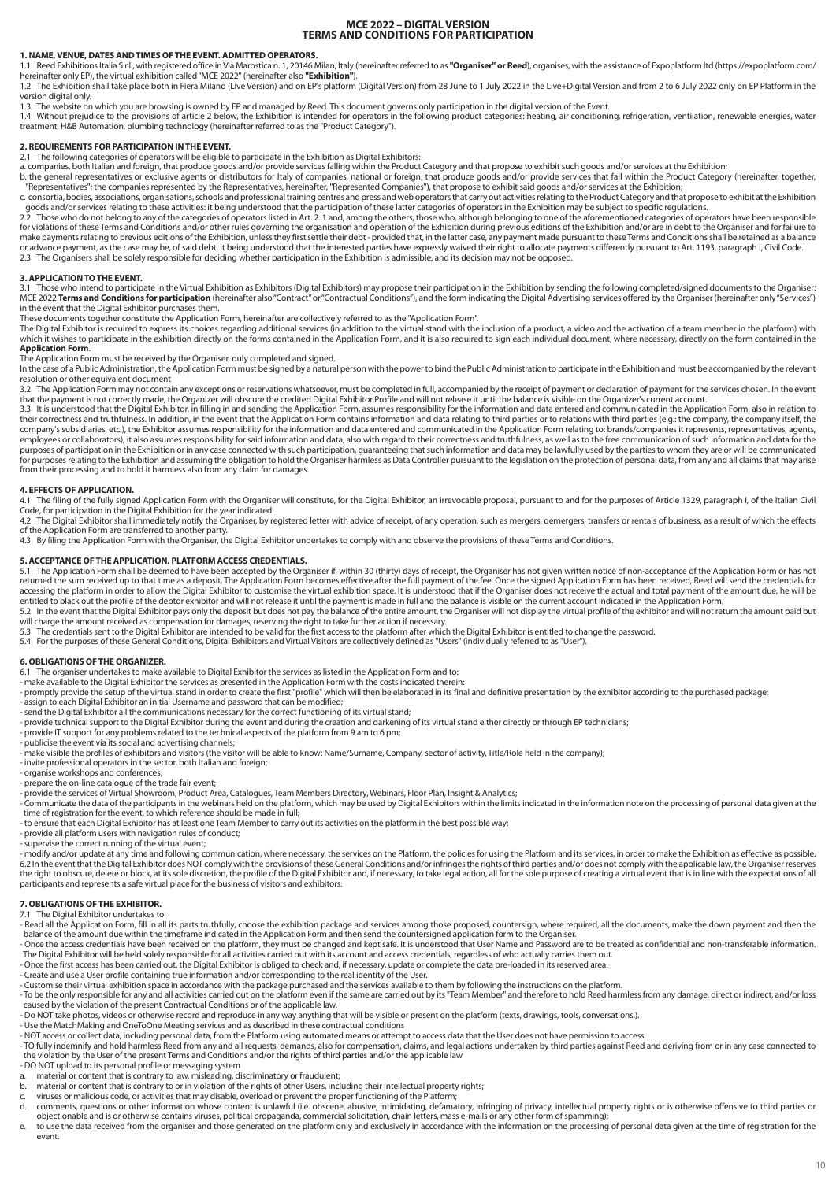# MCE 2022 – DIGITAL VERSION
# TERMS AND CONDITIONS FOR PARTICIPATION

### 1. NAME, VENUE, DATES AND TIMES OF THE EVENT. ADMITTED OPERATORS.

1.1 Reed Exhibitions Italia S.r.l., with registered office in Via Marostica n. 1, 20146 Milan, Italy (hereinafter referred to as **"Organiser" or Reed**), organises, with the assistance of Expoplatform ltd (https://expoplatform.com/ hereinafter only EP), the virtual exhibition called "MCE 2022" (hereinafter also **"Exhibition"**).

1.2 The Exhibition shall take place both in Fiera Milano (Live Version) and on EP's platform (Digital Version) from 28 June to 1 July 2022 in the Live+Digital Version and from 2 to 6 July 2022 only on EP Platform in the version digital only.

1.3 The website on which you are browsing is owned by EP and managed by Reed. This document governs only participation in the digital version of the Event.

1.4 Without prejudice to the provisions of article 2 below, the Exhibition is intended for operators in the following product categories: heating, air conditioning, refrigeration, ventilation, renewable energies, water treatment, H&B Automation, plumbing technology (hereinafter referred to as the "Product Category").

### 2. REQUIREMENTS FOR PARTICIPATION IN THE EVENT.

2.1 The following categories of operators will be eligible to participate in the Exhibition as Digital Exhibitors:

a. companies, both Italian and foreign, that produce goods and/or provide services falling within the Product Category and that propose to exhibit such goods and/or services at the Exhibition;

b. the general representatives or exclusive agents or distributors for Italy of companies, national or foreign, that produce goods and/or provide services that fall within the Product Category (hereinafter, together, "Representatives"; the companies represented by the Representatives, hereinafter, "Represented Companies"), that propose to exhibit said goods and/or services at the Exhibition;

c. consortia, bodies, associations, organisations, schools and professional training centres and press and web operators that carry out activities relating to the Product Category and that propose to exhibit at the Exhibition goods and/or services relating to these activities: it being understood that the participation of these latter categories of operators in the Exhibition may be subject to specific regulations.

2.2 Those who do not belong to any of the categories of operators listed in Art. 2. 1 and, among the others, those who, although belonging to one of the aforementioned categories of operators have been responsible for violations of these Terms and Conditions and/or other rules governing the organisation and operation of the Exhibition during previous editions of the Exhibition and/or are in debt to the Organiser and for failure to make payments relating to previous editions of the Exhibition, unless they first settle their debt - provided that, in the latter case, any payment made pursuant to these Terms and Conditions shall be retained as a balance or advance payment, as the case may be, of said debt, it being understood that the interested parties have expressly waived their right to allocate payments differently pursuant to Art. 1193, paragraph I, Civil Code.

2.3 The Organisers shall be solely responsible for deciding whether participation in the Exhibition is admissible, and its decision may not be opposed.

### 3. APPLICATION TO THE EVENT.

3.1 Those who intend to participate in the Virtual Exhibition as Exhibitors (Digital Exhibitors) may propose their participation in the Exhibition by sending the following completed/signed documents to the Organiser: MCE 2022 **Terms and Conditions for participation** (hereinafter also "Contract" or "Contractual Conditions"), and the form indicating the Digital Advertising services offered by the Organiser (hereinafter only "Services") in the event that the Digital Exhibitor purchases them.

These documents together constitute the Application Form, hereinafter are collectively referred to as the "Application Form".

The Digital Exhibitor is required to express its choices regarding additional services (in addition to the virtual stand with the inclusion of a product, a video and the activation of a team member in the platform) with which it wishes to participate in the exhibition directly on the forms contained in the Application Form, and it is also required to sign each individual document, where necessary, directly on the form contained in the **Application Form**.

The Application Form must be received by the Organiser, duly completed and signed.

In the case of a Public Administration, the Application Form must be signed by a natural person with the power to bind the Public Administration to participate in the Exhibition and must be accompanied by the relevant resolution or other equivalent document

3.2 The Application Form may not contain any exceptions or reservations whatsoever, must be completed in full, accompanied by the receipt of payment or declaration of payment for the services chosen. In the event that the payment is not correctly made, the Organizer will obscure the credited Digital Exhibitor Profile and will not release it until the balance is visible on the Organizer's current account.

3.3 It is understood that the Digital Exhibitor, in filling in and sending the Application Form, assumes responsibility for the information and data entered and communicated in the Application Form, also in relation to their correctness and truthfulness. In addition, in the event that the Application Form contains information and data relating to third parties or to relations with third parties (e.g.: the company, the company itself, the company's subsidiaries, etc.), the Exhibitor assumes responsibility for the information and data entered and communicated in the Application Form relating to: brands/companies it represents, representatives, agents, employees or collaborators), it also assumes responsibility for said information and data, also with regard to their correctness and truthfulness, as well as to the free communication of such information and data for the purposes of participation in the Exhibition or in any case connected with such participation, guaranteeing that such information and data may be lawfully used by the parties to whom they are or will be communicated for purposes relating to the Exhibition and assuming the obligation to hold the Organiser harmless as Data Controller pursuant to the legislation on the protection of personal data, from any and all claims that may arise from their processing and to hold it harmless also from any claim for damages.

### 4. EFFECTS OF APPLICATION.

4.1 The filing of the fully signed Application Form with the Organiser will constitute, for the Digital Exhibitor, an irrevocable proposal, pursuant to and for the purposes of Article 1329, paragraph I, of the Italian Civil Code, for participation in the Digital Exhibition for the year indicated.

4.2 The Digital Exhibitor shall immediately notify the Organiser, by registered letter with advice of receipt, of any operation, such as mergers, demergers, transfers or rentals of business, as a result of which the effects of the Application Form are transferred to another party.

4.3 By filing the Application Form with the Organiser, the Digital Exhibitor undertakes to comply with and observe the provisions of these Terms and Conditions.

### 5. ACCEPTANCE OF THE APPLICATION. PLATFORM ACCESS CREDENTIALS.

5.1 The Application Form shall be deemed to have been accepted by the Organiser if, within 30 (thirty) days of receipt, the Organiser has not given written notice of non-acceptance of the Application Form or has not returned the sum received up to that time as a deposit. The Application Form becomes effective after the full payment of the fee. Once the signed Application Form has been received, Reed will send the credentials for accessing the platform in order to allow the Digital Exhibitor to customise the virtual exhibition space. It is understood that if the Organiser does not receive the actual and total payment of the amount due, he will be entitled to black out the profile of the debtor exhibitor and will not release it until the payment is made in full and the balance is visible on the current account indicated in the Application Form.

5.2 In the event that the Digital Exhibitor pays only the deposit but does not pay the balance of the entire amount, the Organiser will not display the virtual profile of the exhibitor and will not return the amount paid but will charge the amount received as compensation for damages, reserving the right to take further action if necessary.

5.3 The credentials sent to the Digital Exhibitor are intended to be valid for the first access to the platform after which the Digital Exhibitor is entitled to change the password.

5.4 For the purposes of these General Conditions, Digital Exhibitors and Virtual Visitors are collectively defined as "Users" (individually referred to as "User").

### 6. OBLIGATIONS OF THE ORGANIZER.

6.1 The organiser undertakes to make available to Digital Exhibitor the services as listed in the Application Form and to:

- make available to the Digital Exhibitor the services as presented in the Application Form with the costs indicated therein:
- promptly provide the setup of the virtual stand in order to create the first "profile" which will then be elaborated in its final and definitive presentation by the exhibitor according to the purchased package;
- assign to each Digital Exhibitor an initial Username and password that can be modified;
- send the Digital Exhibitor all the communications necessary for the correct functioning of its virtual stand;
- provide technical support to the Digital Exhibitor during the event and during the creation and darkening of its virtual stand either directly or through EP technicians;
- provide IT support for any problems related to the technical aspects of the platform from 9 am to 6 pm;
- publicise the event via its social and advertising channels;
- make visible the profiles of exhibitors and visitors (the visitor will be able to know: Name/Surname, Company, sector of activity, Title/Role held in the company);
- invite professional operators in the sector, both Italian and foreign;
- organise workshops and conferences;
- prepare the on-line catalogue of the trade fair event;
- provide the services of Virtual Showroom, Product Area, Catalogues, Team Members Directory, Webinars, Floor Plan, Insight & Analytics;
- Communicate the data of the participants in the webinars held on the platform, which may be used by Digital Exhibitors within the limits indicated in the information note on the processing of personal data given at the time of registration for the event, to which reference should be made in full;
- to ensure that each Digital Exhibitor has at least one Team Member to carry out its activities on the platform in the best possible way;
- provide all platform users with navigation rules of conduct;
- supervise the correct running of the virtual event;
- modify and/or update at any time and following communication, where necessary, the services on the Platform, the policies for using the Platform and its services, in order to make the Exhibition as effective as possible.

6.2 In the event that the Digital Exhibitor does NOT comply with the provisions of these General Conditions and/or infringes the rights of third parties and/or does not comply with the applicable law, the Organiser reserves the right to obscure, delete or block, at its sole discretion, the profile of the Digital Exhibitor and, if necessary, to take legal action, all for the sole purpose of creating a virtual event that is in line with the expectations of all participants and represents a safe virtual place for the business of visitors and exhibitors.

### 7. OBLIGATIONS OF THE EXHIBITOR.

7.1 The Digital Exhibitor undertakes to:

- Read all the Application Form, fill in all its parts truthfully, choose the exhibition package and services among those proposed, countersign, where required, all the documents, make the down payment and then the balance of the amount due within the timeframe indicated in the Application Form and then send the countersigned application form to the Organiser.
- Once the access credentials have been received on the platform, they must be changed and kept safe. It is understood that User Name and Password are to be treated as confidential and non-transferable information. The Digital Exhibitor will be held solely responsible for all activities carried out with its account and access credentials, regardless of who actually carries them out.
- Once the first access has been carried out, the Digital Exhibitor is obliged to check and, if necessary, update or complete the data pre-loaded in its reserved area.
- Create and use a User profile containing true information and/or corresponding to the real identity of the User.
- Customise their virtual exhibition space in accordance with the package purchased and the services available to them by following the instructions on the platform.
- To be the only responsible for any and all activities carried out on the platform even if the same are carried out by its "Team Member" and therefore to hold Reed harmless from any damage, direct or indirect, and/or loss caused by the violation of the present Contractual Conditions or of the applicable law.
- Do NOT take photos, videos or otherwise record and reproduce in any way anything that will be visible or present on the platform (texts, drawings, tools, conversations,).
- Use the MatchMaking and OneToOne Meeting services and as described in these contractual conditions
- NOT access or collect data, including personal data, from the Platform using automated means or attempt to access data that the User does not have permission to access.
- TO fully indemnify and hold harmless Reed from any and all requests, demands, also for compensation, claims, and legal actions undertaken by third parties against Reed and deriving from or in any case connected to the violation by the User of the present Terms and Conditions and/or the rights of third parties and/or the applicable law
- DO NOT upload to its personal profile or messaging system

a. material or content that is contrary to law, misleading, discriminatory or fraudulent;

b. material or content that is contrary to or in violation of the rights of other Users, including their intellectual property rights;

c. viruses or malicious code, or activities that may disable, overload or prevent the proper functioning of the Platform;

d. comments, questions or other information whose content is unlawful (i.e. obscene, abusive, intimidating, defamatory, infringing of privacy, intellectual property rights or is otherwise offensive to third parties or objectionable and is or otherwise contains viruses, political propaganda, commercial solicitation, chain letters, mass e-mails or any other form of spamming);

e. to use the data received from the organiser and those generated on the platform only and exclusively in accordance with the information on the processing of personal data given at the time of registration for the event.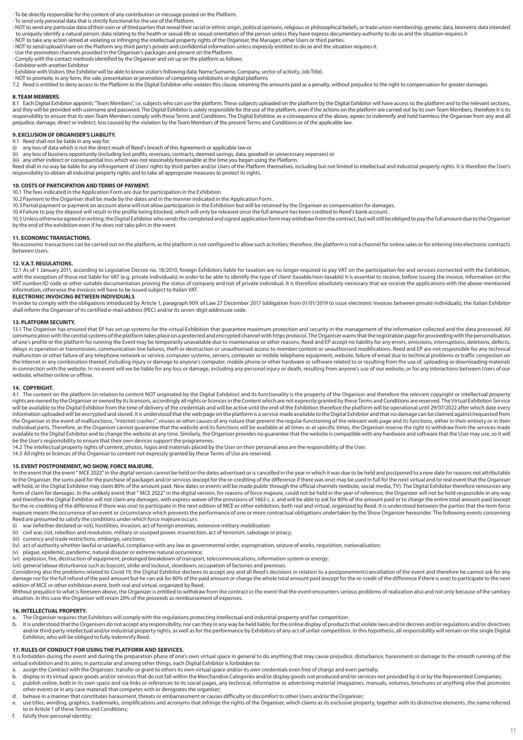- To be directly responsible for the content of any contribution or message posted on the Platform.
- To send only personal data that is strictly functional for the use of the Platform.
- NOT to send any particular data of their own or of third parties that reveal their racial or ethnic origin, political opinions, religious or philosophical beliefs, or trade union membership, genetic data, biometric data intended to uniquely identify a natural person, data relating to the health or sexual life or sexual orientation of the person unless they have express documentary authority to do so and the situation requires it
- NOT to take any action aimed at violating or infringing the intellectual property rights of the Organiser, the Manager, other Users or third parties.
- NOT to send/upload/share on the Platform any third party's private and confidential information unless expressly entitled to do so and the situation requires it.
- Use the promotion channels provided in the Organiser's packages and present on the Platform.
- Comply with the contact methods identified by the Organiser and set up on the platform as follows
- Exhibitor with another Exhibitor
- Exhibitor with Visitors (the Exhibitor will be able to know visitor's following data: Name/Surname, Company, sector of activity, Job Title).
- NOT to promote, in any form, the sale, presentation or promotion of competing exhibitions or digital platforms

7.2 Reed is entitled to deny access to the Platform to the Digital Exhibitor who violates this clause, retaining the amounts paid as a penalty, without prejudice to the right to compensation for greater damages.

## 8. TEAM MEMBERS.

8.1 Each Digital Exhibitor appoints "Team Members", i.e. subjects who can use the platform. These subjects uploaded on the platform by the Digital Exhibitor will have access to the platform and to the relevant sections, and they will be provided with username and password. The Digital Exhibitor is solely responsible for the use of the platform, even if the actions on the platform are carried out by its own Team Members, therefore it is its responsibility to ensure that its own Team Members comply with these Terms and Conditions. The Digital Exhibitor, as a consequence of the above, agrees to indemnify and hold harmless the Organiser from any and all prejudice, damage, direct or indirect, loss caused by the violation by the Team Members of the present Terms and Conditions or of the applicable law.

## 9. EXCLUSION OF ORGANISER'S LIABILITY.

9.1 Reed shall not be liable in any way for:

(i) any loss of data which is not the direct result of Reed's breach of this Agreement or applicable law or
(ii) any loss of business opportunity (including lost profits, revenues, contracts, deemed savings, data, goodwill or unnecessary expenses) or
(iii) any other indirect or consequential loss which was not reasonably foreseeable at the time you began using the Platform.

Reed shall in no way be liable for any infringement of Users' rights by third parties and/or Users of the Platform themselves, including but not limited to intellectual and industrial property rights. It is therefore the User's responsibility to obtain all industrial property rights and to take all appropriate measures to protect its rights.

## 10. COSTS OF PARTICIPATION AND TERMS OF PAYMENT.

10.1 The fees indicated in the Application Form are due for participation in the Exhibition.
10.2 Payment to the Organiser shall be made by the dates and in the manner indicated in the Application Form.
10.3 Partial payment or payment on account alone will not allow participation in the Exhibition but will be retained by the Organiser as compensation for damages.
10.4 Failure to pay the deposit will result in the profile being blocked, which will only be released once the full amount has been credited to Reed's bank account.
10.5 Unless otherwise agreed in writing, the Digital Exhibitor who sends the completed and signed application form may withdraw from the contract, but will still be obliged to pay the full amount due to the Organiser by the end of the exhibition even if he does not take pArt.in the event.

## 11. ECONOMIC TRANSACTIONS.

No economic transactions can be carried out on the platform, as the platform is not configured to allow such activities; therefore, the platform is not a channel for online sales or for entering into electronic contracts between Users.

## 12. V.A.T. REGULATIONS.

12.1 As of 1 January 2011, according to Legislative Decree no. 18/2010, foreign Exhibitors liable for taxation are no longer required to pay VAT on the participation fee and services connected with the Exhibition, with the exception of those not liable for VAT (e.g. private individuals); in order to be able to identify the type of client (taxable/non-taxable) it is essential to receive, before issuing the invoice, information on the VAT number/ID code or other suitable documentation proving the status of company and not of private individual. It is therefore absolutely necessary that we receive the applications with the above-mentioned information, otherwise the invoices will have to be issued subject to Italian VAT.

**ELECTRONIC INVOICING BETWEEN INDIVIDUALS**

In order to comply with the obligations introduced by Article 1, paragraph 909, of Law 27 December 2017 (obligation from 01/01/2019 to issue electronic invoices between private individuals), the Italian Exhibitor shall inform the Organiser of its certified e-mail address (PEC) and/or its seven-digit addressee code.

## 13. PLATFORM SECURITY.

13.1 The Organiser has ensured that EP has set up systems for the virtual Exhibition that guarantee maximum protection and security in the management of the information collected and the data processed. All communication with the central systems of the platform takes place on a protected and encrypted channel with https protocol. The Organiser warns that the registration page for proceeding with the personalisation of one's profile or the platform for running the Event may be temporarily unavailable due to maintenance or other reasons. Reed and EP accept no liability for any errors, omissions, interruptions, deletions, defects, delays in operation or transmission, communication line failures, theft or destruction or unauthorised access to member content or unauthorised modifications. Reed and EP are not responsible for any technical malfunction or other failure of any telephone network or service, computer systems, servers, computer or mobile telephone equipment, website, failure of email due to technical problems or traffic congestion on the Internet or any combination thereof, including injury or damage to anyone's computer, mobile phone or other hardware or software related to or resulting from the use of, uploading or downloading materials in connection with the website. In no event will we be liable for any loss or damage, including any personal injury or death, resulting from anyone's use of our website, or for any interactions between Users of our website, whether online or offline.

## 14. COPYRIGHT.

4.1 The content on the platform (in relation to content NOT originated by the Digital Exhibitor) and its functionality is the property of the Organiser and therefore the relevant copyright or intellectual property rights are owned by the Organiser or owned by its licensors, accordingly all rights or licences in the Content which are not expressly granted by these Terms and Conditions are reserved. The Virtual Exhibition Service will be available to the Digital Exhibitor from the time of delivery of the credentials and will be active until the end of the Exhibition therefore the platform will be operational until 29/07/2022 after which date every information uploaded will be encrypted and stored. It is understood that the web page on the platform is a service made available to the Digital Exhibitor and that no damage can be claimed against/requested from the Organiser in the event of malfunctions, "Internet crashes", viruses or other causes of any nature that prevent the regular functioning of the relevant web page and its functions, either in their entirety or in their individual parts. Therefore, as the Organiser cannot guarantee that the website and its functions will be available at all times or at specific times, the Organiser reserve the right to withdraw from the services made available to the Digital Exhibitor and to change the website at any time. Similarly, the Organiser provides no guarantee that the website is compatible with any hardware and software that the User may use, so it will be the User's responsibility to ensure that their own devices support the programmes.

14.2 The intellectual property rights of content, photos, logos and materials placed by the User on their personal area are the responsibility of the User.
14.3 All rights or licences of the Organiser to content not expressly granted by these Terms of Use are reserved.

## 15. EVENT POSTPONEMENT, NO SHOW, FORCE MAJEURE.

In the event that the event " MCE 2022" in the digital version cannot be held on the dates advertised or is cancelled in the year in which it was due to be held and postponed to a new date for reasons not attributable to the Organiser, the sums paid for the purchase of packages and/or services (except for the re-crediting of the difference if there was one) may be used in full for the next virtual and/or real event that the Organiser will hold, or the Digital Exhibitor may claim 80% of the amount paid. New dates or events will be made public through the official channels (website, social media, TV). The Digital Exhibitor therefore renounces any form of claim for damages. In the unlikely event that " MCE 2022" in the digital version, for reasons of force majeure, could not be held in the year of reference, the Organizer will not be held responsible in any way and therefore the Digital Exhibitor will not claim any damages, with express waiver of the provisions of 1463 c. c. and will be able to ask for 80% of the amount paid or to charge the entire total amount paid (except for the re-crediting of the difference if there was one) to participate in the next edition of MCE or other exhibition, both real and virtual, organized by Reed. It is understood between the parties that the term force majeure means the occurrence of an event or circumstance which prevents the performance of one or more contractual obligations undertaken by the Show Organiser hereunder. The following events concerning Reed are presumed to satisfy the conditions under which force majeure occurs:

(i) war (whether declared or not), hostilities, invasion, act of foreign enemies, extensive military mobilisation
(ii) civil war, riot, rebellion and revolution, military or usurped power, insurrection, act of terrorism, sabotage or piracy;
(iii) currency and trade restrictions, embargo, sanctions;
(iv) act of authority whether lawful or unlawful, compliance with any law or governmental order, expropriation, seizure of works, requisition, nationalisation;
(v) plague, epidemic, pandemic, natural disaster or extreme natural occurrence;
(vi) explosion, fire, destruction of equipment, prolonged breakdown of transport, telecommunications, information system or energy;
(vii) general labour disturbance such as boycott, strike and lockout, slowdown, occupation of factories and premises.

Considering also the problems related to Covid 19, the Digital Exhibitor declares to accept any and all Reed's decisions in relation to a postponement/cancellation of the event and therefore he cannot ask for any damage nor for the full refund of the paid amount but he can ask for 80% of the paid amount or charge the whole total amount paid (except for the re-credit of the difference if there is one) to participate to the next edition of MCE or other exhibition event, both real and virtual, organized by Reed.

Without prejudice to what is foreseen above, the Organizer is entitled to withdraw from the contract in the event that the event encounters serious problems of realization also and not only because of the sanitary situation. In this case the Organizer will retain 20% of the proceeds as reimbursement of expenses.

## 16. INTELLECTUAL PROPERTY.

a. The Organiser requires that Exhibitors will comply with the regulations protecting intellectual and industrial property and fair competition.
b. It is understood that the Organisers do not accept any responsibility, nor can they in any way be held liable, for the online display of products that violate laws and/or decrees and/or regulations and/or directives and/or third party intellectual and/or industrial property rights, as well as for the performance by Exhibitors of any act of unfair competition. In this hypothesis, all responsibility will remain on the single Digital Exhibitor, who will be obliged to fully indemnify Reed.

## 17. RULES OF CONDUCT FOR USING THE PLATFORM AND SERVICES.

It is forbidden during the event and during the preparation phase of one's own virtual space in general to do anything that may cause prejudice, disturbance, harassment or damage to the smooth running of the virtual exhibition and its aims; in particular and among other things, each Digital Exhibitor is forbidden to:

a. assign the Contract with the Organizer, transfer or grant to others its own virtual space and/or its own credentials even free of charge and even partially;
b. display in its virtual space goods and/or services that do not fall within the Merchandise Categories and/or display goods not produced and/or services not provided by it or by the Represented Companies;
c. publish online, both in its own space and via links or references to its social pages, any technical, informative or advertising material (magazines, manuals, volumes, brochures or anything else that promotes other events or in any case material) that competes with or denigrates the organiser;
d. behave in a manner that constitutes harassment, threats or embarrassment or causes difficulty or discomfort to other Users and/or the Organiser;
e. use titles, wording, graphics, trademarks, simplifications and acronyms that infringe the rights of the Organiser, which claims as its exclusive property, together with its distinctive elements, the name referred to in Article 1 of these Terms and Conditions;
f. falsify their personal identity;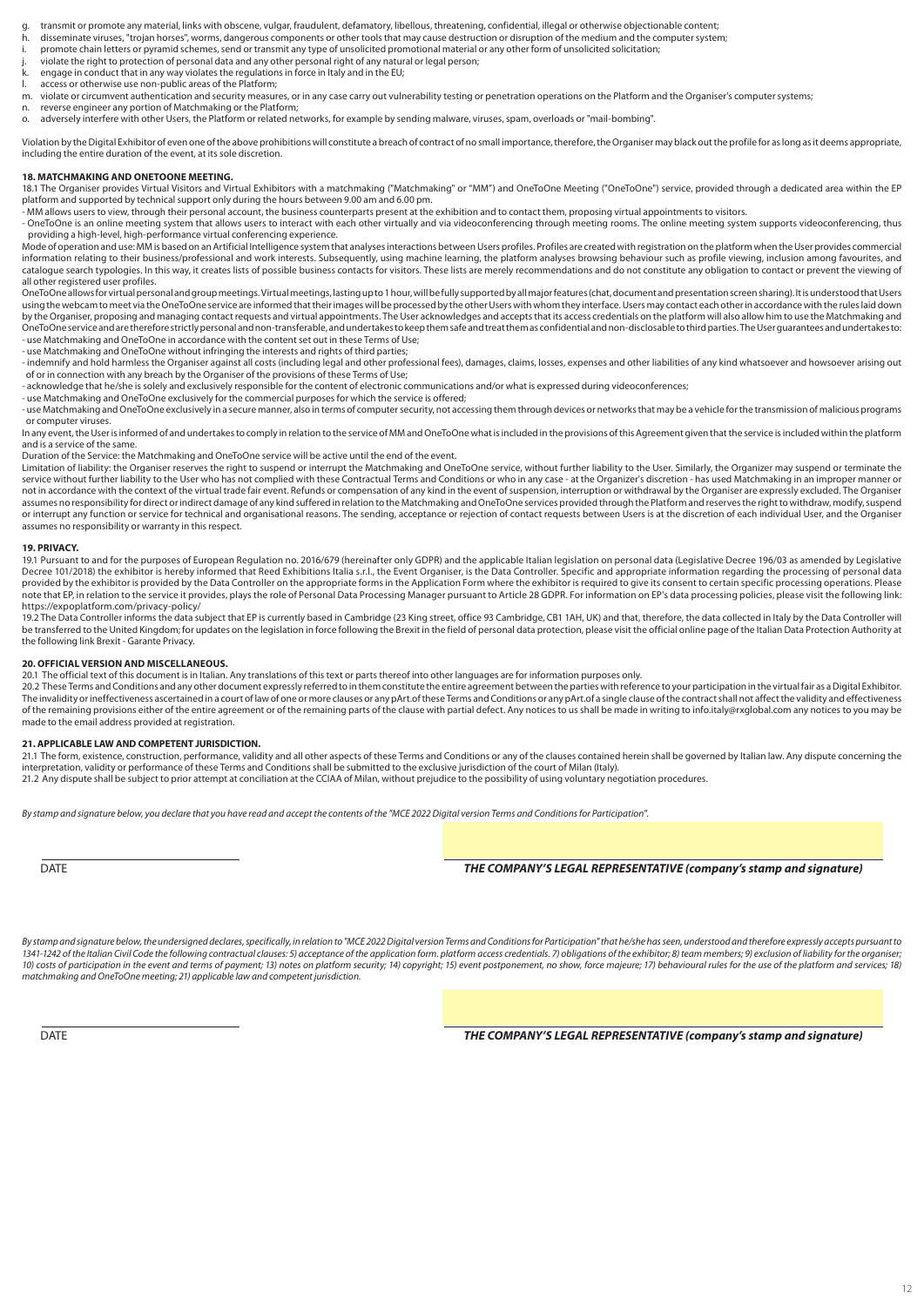g. transmit or promote any material, links with obscene, vulgar, fraudulent, defamatory, libellous, threatening, confidential, illegal or otherwise objectionable content;
h. disseminate viruses, "trojan horses", worms, dangerous components or other tools that may cause destruction or disruption of the medium and the computer system;
i. promote chain letters or pyramid schemes, send or transmit any type of unsolicited promotional material or any other form of unsolicited solicitation;
j. violate the right to protection of personal data and any other personal right of any natural or legal person;
k. engage in conduct that in any way violates the regulations in force in Italy and in the EU;
l. access or otherwise use non-public areas of the Platform;
m. violate or circumvent authentication and security measures, or in any case carry out vulnerability testing or penetration operations on the Platform and the Organiser's computer systems;
n. reverse engineer any portion of Matchmaking or the Platform;
o. adversely interfere with other Users, the Platform or related networks, for example by sending malware, viruses, spam, overloads or "mail-bombing".

Violation by the Digital Exhibitor of even one of the above prohibitions will constitute a breach of contract of no small importance, therefore, the Organiser may black out the profile for as long as it deems appropriate, including the entire duration of the event, at its sole discretion.

**18. MATCHMAKING AND ONETOONE MEETING.**

18.1 The Organiser provides Virtual Visitors and Virtual Exhibitors with a matchmaking ("Matchmaking" or "MM") and OneToOne Meeting ("OneToOne") service, provided through a dedicated area within the EP platform and supported by technical support only during the hours between 9.00 am and 6.00 pm.

- MM allows users to view, through their personal account, the business counterparts present at the exhibition and to contact them, proposing virtual appointments to visitors.
- OneToOne is an online meeting system that allows users to interact with each other virtually and via videoconferencing through meeting rooms. The online meeting system supports videoconferencing, thus providing a high-level, high-performance virtual conferencing experience.

Mode of operation and use: MM is based on an Artificial Intelligence system that analyses interactions between Users profiles. Profiles are created with registration on the platform when the User provides commercial information relating to their business/professional and work interests. Subsequently, using machine learning, the platform analyses browsing behaviour such as profile viewing, inclusion among favourites, and catalogue search typologies. In this way, it creates lists of possible business contacts for visitors. These lists are merely recommendations and do not constitute any obligation to contact or prevent the viewing of all other registered user profiles.

OneToOne allows for virtual personal and group meetings. Virtual meetings, lasting up to 1 hour, will be fully supported by all major features (chat, document and presentation screen sharing). It is understood that Users using the webcam to meet via the OneToOne service are informed that their images will be processed by the other Users with whom they interface. Users may contact each other in accordance with the rules laid down by the Organiser, proposing and managing contact requests and virtual appointments. The User acknowledges and accepts that its access credentials on the platform will also allow him to use the Matchmaking and OneToOne service and are therefore strictly personal and non-transferable, and undertakes to keep them safe and treat them as confidential and non-disclosable to third parties. The User guarantees and undertakes to:

- use Matchmaking and OneToOne in accordance with the content set out in these Terms of Use;
- use Matchmaking and OneToOne without infringing the interests and rights of third parties;
- indemnify and hold harmless the Organiser against all costs (including legal and other professional fees), damages, claims, losses, expenses and other liabilities of any kind whatsoever and howsoever arising out of or in connection with any breach by the Organiser of the provisions of these Terms of Use;
- acknowledge that he/she is solely and exclusively responsible for the content of electronic communications and/or what is expressed during videoconferences;
- use Matchmaking and OneToOne exclusively for the commercial purposes for which the service is offered;
- use Matchmaking and OneToOne exclusively in a secure manner, also in terms of computer security, not accessing them through devices or networks that may be a vehicle for the transmission of malicious programs or computer viruses.

In any event, the User is informed of and undertakes to comply in relation to the service of MM and OneToOne what is included in the provisions of this Agreement given that the service is included within the platform and is a service of the same.

Duration of the Service: the Matchmaking and OneToOne service will be active until the end of the event.

Limitation of liability: the Organiser reserves the right to suspend or interrupt the Matchmaking and OneToOne service, without further liability to the User. Similarly, the Organizer may suspend or terminate the service without further liability to the User who has not complied with these Contractual Terms and Conditions or who in any case - at the Organizer's discretion - has used Matchmaking in an improper manner or not in accordance with the context of the virtual trade fair event. Refunds or compensation of any kind in the event of suspension, interruption or withdrawal by the Organiser are expressly excluded. The Organiser assumes no responsibility for direct or indirect damage of any kind suffered in relation to the Matchmaking and OneToOne services provided through the Platform and reserves the right to withdraw, modify, suspend or interrupt any function or service for technical and organisational reasons. The sending, acceptance or rejection of contact requests between Users is at the discretion of each individual User, and the Organiser assumes no responsibility or warranty in this respect.

**19. PRIVACY.**

19.1 Pursuant to and for the purposes of European Regulation no. 2016/679 (hereinafter only GDPR) and the applicable Italian legislation on personal data (Legislative Decree 196/03 as amended by Legislative Decree 101/2018) the exhibitor is hereby informed that Reed Exhibitions Italia s.r.l., the Event Organiser, is the Data Controller. Specific and appropriate information regarding the processing of personal data provided by the exhibitor is provided by the Data Controller on the appropriate forms in the Application Form where the exhibitor is required to give its consent to certain specific processing operations. Please note that EP, in relation to the service it provides, plays the role of Personal Data Processing Manager pursuant to Article 28 GDPR. For information on EP's data processing policies, please visit the following link: https://expoplatform.com/privacy-policy/

19.2 The Data Controller informs the data subject that EP is currently based in Cambridge (23 King street, office 93 Cambridge, CB1 1AH, UK) and that, therefore, the data collected in Italy by the Data Controller will be transferred to the United Kingdom; for updates on the legislation in force following the Brexit in the field of personal data protection, please visit the official online page of the Italian Data Protection Authority at the following link Brexit - Garante Privacy.

**20. OFFICIAL VERSION AND MISCELLANEOUS.**

20.1 The official text of this document is in Italian. Any translations of this text or parts thereof into other languages are for information purposes only.

20.2 These Terms and Conditions and any other document expressly referred to in them constitute the entire agreement between the parties with reference to your participation in the virtual fair as a Digital Exhibitor. The invalidity or ineffectiveness ascertained in a court of law of one or more clauses or any pArt.of these Terms and Conditions or any pArt.of a single clause of the contract shall not affect the validity and effectiveness of the remaining provisions either of the entire agreement or of the remaining parts of the clause with partial defect. Any notices to us shall be made in writing to info.italy@rxglobal.com any notices to you may be made to the email address provided at registration.

**21. APPLICABLE LAW AND COMPETENT JURISDICTION.**

21.1 The form, existence, construction, performance, validity and all other aspects of these Terms and Conditions or any of the clauses contained herein shall be governed by Italian law. Any dispute concerning the interpretation, validity or performance of these Terms and Conditions shall be submitted to the exclusive jurisdiction of the court of Milan (Italy).

21.2 Any dispute shall be subject to prior attempt at conciliation at the CCIAA of Milan, without prejudice to the possibility of using voluntary negotiation procedures.

*By stamp and signature below, you declare that you have read and accept the contents of the "MCE 2022 Digital version Terms and Conditions for Participation".*

DATE

***THE COMPANY'S LEGAL REPRESENTATIVE (company's stamp and signature)***

*By stamp and signature below, the undersigned declares, specifically, in relation to "MCE 2022 Digital version Terms and Conditions for Participation" that he/she has seen, understood and therefore expressly accepts pursuant to 1341-1242 of the Italian Civil Code the following contractual clauses: 5) acceptance of the application form. platform access credentials. 7) obligations of the exhibitor; 8) team members; 9) exclusion of liability for the organiser; 10) costs of participation in the event and terms of payment; 13) notes on platform security; 14) copyright; 15) event postponement, no show, force majeure; 17) behavioural rules for the use of the platform and services; 18) matchmaking and OneToOne meeting; 21) applicable law and competent jurisdiction.*

DATE

***THE COMPANY'S LEGAL REPRESENTATIVE (company's stamp and signature)***